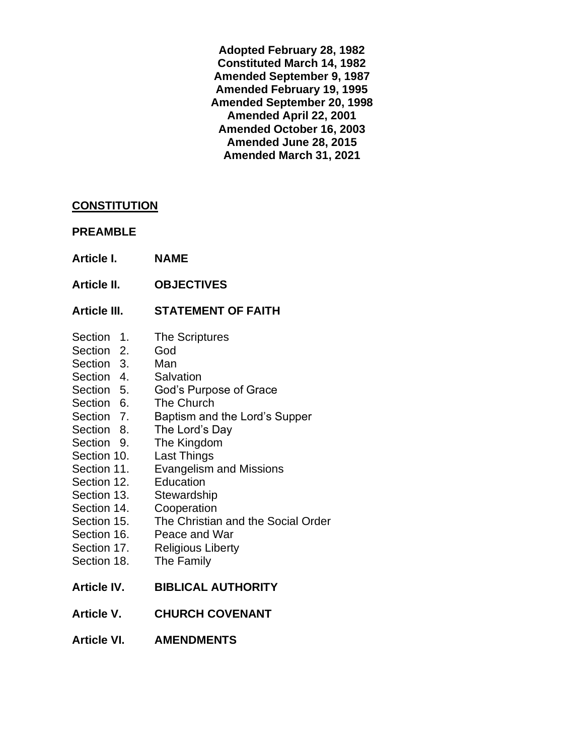**Adopted February 28, 1982**
**Constituted March 14, 1982**
**Amended September 9, 1987**
**Amended February 19, 1995**
**Amended September 20, 1998**
**Amended April 22, 2001**
**Amended October 16, 2003**
**Amended June 28, 2015**
**Amended March 31, 2021**

**<u>CONSTITUTION</u>**

**PREAMBLE**

**Article I.** **NAME**

**Article II.** **OBJECTIVES**

**Article III.** **STATEMENT OF FAITH**

- Section 1. The Scriptures
- Section 2. God
- Section 3. Man
- Section 4. Salvation
- Section 5. God's Purpose of Grace
- Section 6. The Church
- Section 7. Baptism and the Lord's Supper
- Section 8. The Lord's Day
- Section 9. The Kingdom
- Section 10. Last Things
- Section 11. Evangelism and Missions
- Section 12. Education
- Section 13. Stewardship
- Section 14. Cooperation
- Section 15. The Christian and the Social Order
- Section 16. Peace and War
- Section 17. Religious Liberty
- Section 18. The Family

**Article IV.** **BIBLICAL AUTHORITY**

**Article V.** **CHURCH COVENANT**

**Article VI.** **AMENDMENTS**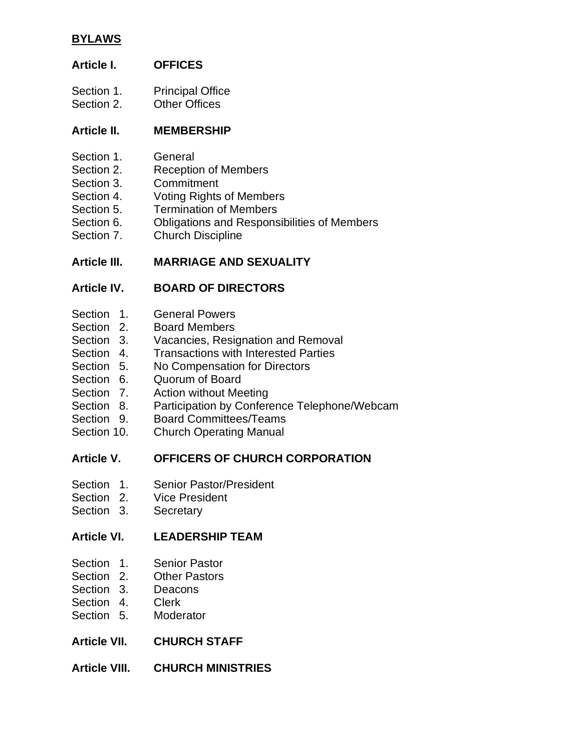**BYLAWS**

**Article I. OFFICES**

Section 1. Principal Office
Section 2. Other Offices

**Article II. MEMBERSHIP**

Section 1. General
Section 2. Reception of Members
Section 3. Commitment
Section 4. Voting Rights of Members
Section 5. Termination of Members
Section 6. Obligations and Responsibilities of Members
Section 7. Church Discipline

**Article III. MARRIAGE AND SEXUALITY**

**Article IV. BOARD OF DIRECTORS**

Section 1. General Powers
Section 2. Board Members
Section 3. Vacancies, Resignation and Removal
Section 4. Transactions with Interested Parties
Section 5. No Compensation for Directors
Section 6. Quorum of Board
Section 7. Action without Meeting
Section 8. Participation by Conference Telephone/Webcam
Section 9. Board Committees/Teams
Section 10. Church Operating Manual

**Article V. OFFICERS OF CHURCH CORPORATION**

Section 1. Senior Pastor/President
Section 2. Vice President
Section 3. Secretary

**Article VI. LEADERSHIP TEAM**

Section 1. Senior Pastor
Section 2. Other Pastors
Section 3. Deacons
Section 4. Clerk
Section 5. Moderator

**Article VII. CHURCH STAFF**

**Article VIII. CHURCH MINISTRIES**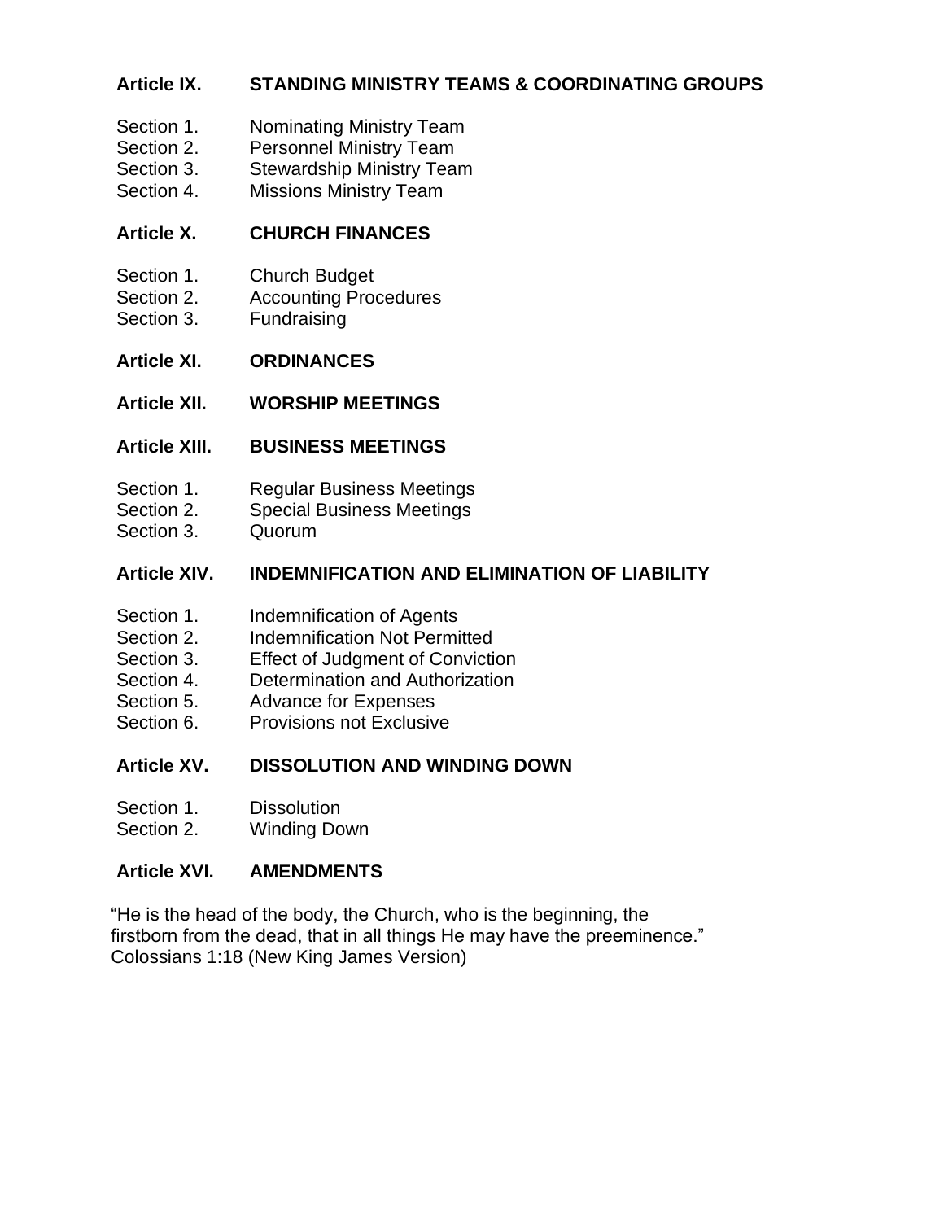**Article IX. STANDING MINISTRY TEAMS & COORDINATING GROUPS**

Section 1. Nominating Ministry Team
Section 2. Personnel Ministry Team
Section 3. Stewardship Ministry Team
Section 4. Missions Ministry Team

**Article X. CHURCH FINANCES**

Section 1. Church Budget
Section 2. Accounting Procedures
Section 3. Fundraising

**Article XI. ORDINANCES**

**Article XII. WORSHIP MEETINGS**

**Article XIII. BUSINESS MEETINGS**

Section 1. Regular Business Meetings
Section 2. Special Business Meetings
Section 3. Quorum

**Article XIV. INDEMNIFICATION AND ELIMINATION OF LIABILITY**

Section 1. Indemnification of Agents
Section 2. Indemnification Not Permitted
Section 3. Effect of Judgment of Conviction
Section 4. Determination and Authorization
Section 5. Advance for Expenses
Section 6. Provisions not Exclusive

**Article XV. DISSOLUTION AND WINDING DOWN**

Section 1. Dissolution
Section 2. Winding Down

**Article XVI. AMENDMENTS**

"He is the head of the body, the Church, who is the beginning, the firstborn from the dead, that in all things He may have the preeminence." Colossians 1:18 (New King James Version)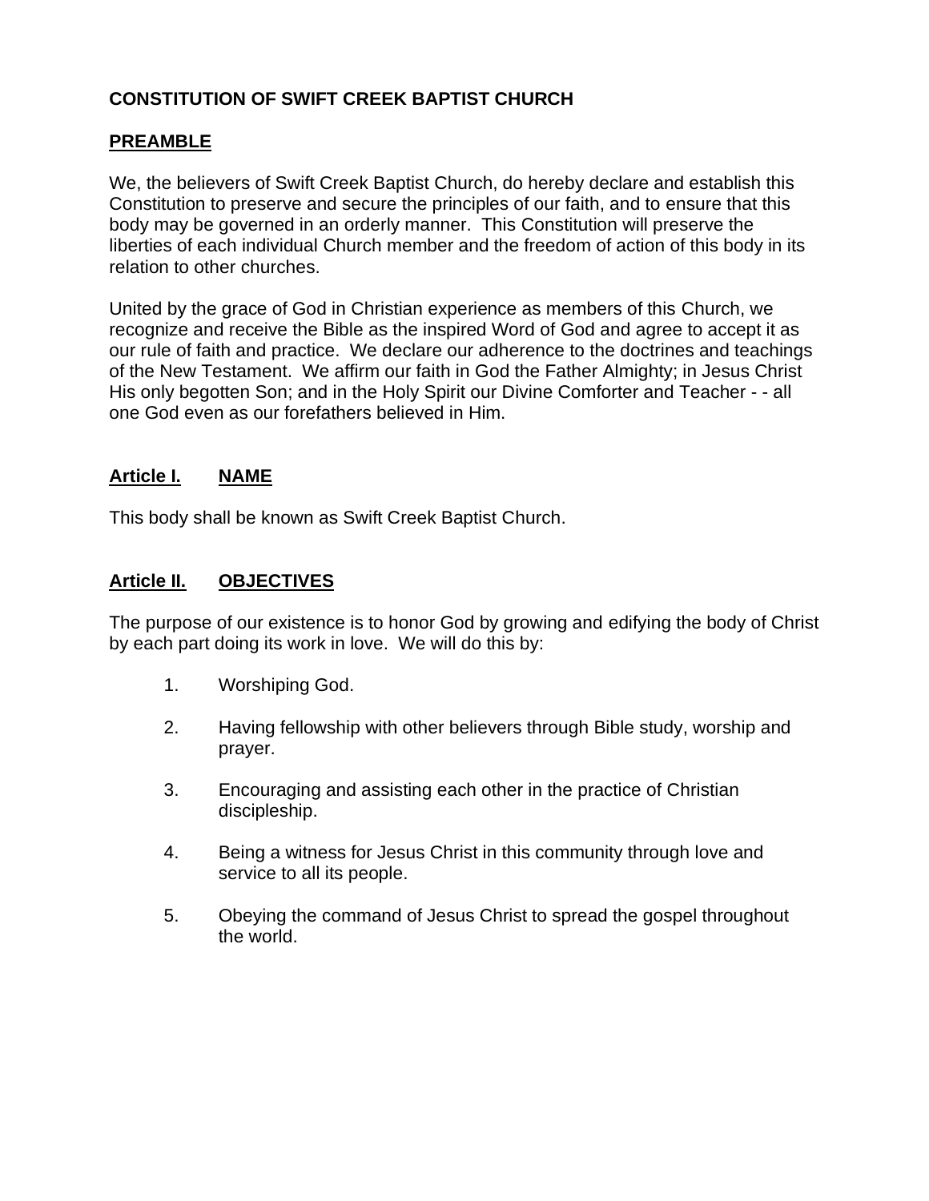**CONSTITUTION OF SWIFT CREEK BAPTIST CHURCH**

## PREAMBLE

We, the believers of Swift Creek Baptist Church, do hereby declare and establish this Constitution to preserve and secure the principles of our faith, and to ensure that this body may be governed in an orderly manner. This Constitution will preserve the liberties of each individual Church member and the freedom of action of this body in its relation to other churches.

United by the grace of God in Christian experience as members of this Church, we recognize and receive the Bible as the inspired Word of God and agree to accept it as our rule of faith and practice. We declare our adherence to the doctrines and teachings of the New Testament. We affirm our faith in God the Father Almighty; in Jesus Christ His only begotten Son; and in the Holy Spirit our Divine Comforter and Teacher - - all one God even as our forefathers believed in Him.

## Article I. NAME

This body shall be known as Swift Creek Baptist Church.

## Article II. OBJECTIVES

The purpose of our existence is to honor God by growing and edifying the body of Christ by each part doing its work in love. We will do this by:

1. Worshiping God.
2. Having fellowship with other believers through Bible study, worship and prayer.
3. Encouraging and assisting each other in the practice of Christian discipleship.
4. Being a witness for Jesus Christ in this community through love and service to all its people.
5. Obeying the command of Jesus Christ to spread the gospel throughout the world.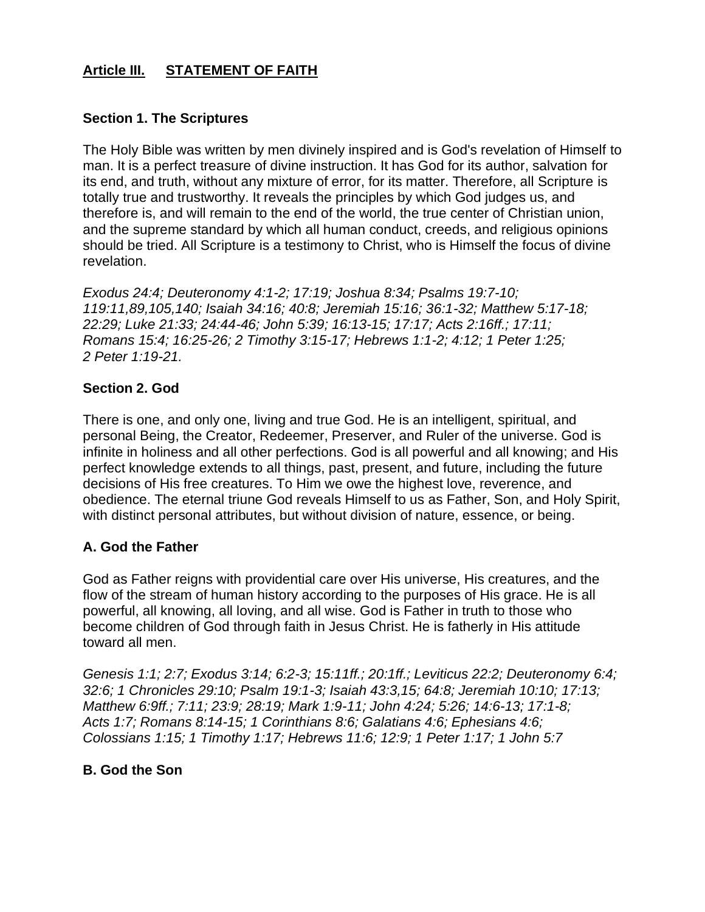## **Article III. STATEMENT OF FAITH**

### Section 1. The Scriptures

The Holy Bible was written by men divinely inspired and is God's revelation of Himself to man. It is a perfect treasure of divine instruction. It has God for its author, salvation for its end, and truth, without any mixture of error, for its matter. Therefore, all Scripture is totally true and trustworthy. It reveals the principles by which God judges us, and therefore is, and will remain to the end of the world, the true center of Christian union, and the supreme standard by which all human conduct, creeds, and religious opinions should be tried. All Scripture is a testimony to Christ, who is Himself the focus of divine revelation.

*Exodus 24:4; Deuteronomy 4:1-2; 17:19; Joshua 8:34; Psalms 19:7-10; 119:11,89,105,140; Isaiah 34:16; 40:8; Jeremiah 15:16; 36:1-32; Matthew 5:17-18; 22:29; Luke 21:33; 24:44-46; John 5:39; 16:13-15; 17:17; Acts 2:16ff.; 17:11; Romans 15:4; 16:25-26; 2 Timothy 3:15-17; Hebrews 1:1-2; 4:12; 1 Peter 1:25; 2 Peter 1:19-21.*

### Section 2. God

There is one, and only one, living and true God. He is an intelligent, spiritual, and personal Being, the Creator, Redeemer, Preserver, and Ruler of the universe. God is infinite in holiness and all other perfections. God is all powerful and all knowing; and His perfect knowledge extends to all things, past, present, and future, including the future decisions of His free creatures. To Him we owe the highest love, reverence, and obedience. The eternal triune God reveals Himself to us as Father, Son, and Holy Spirit, with distinct personal attributes, but without division of nature, essence, or being.

#### A. God the Father

God as Father reigns with providential care over His universe, His creatures, and the flow of the stream of human history according to the purposes of His grace. He is all powerful, all knowing, all loving, and all wise. God is Father in truth to those who become children of God through faith in Jesus Christ. He is fatherly in His attitude toward all men.

*Genesis 1:1; 2:7; Exodus 3:14; 6:2-3; 15:11ff.; 20:1ff.; Leviticus 22:2; Deuteronomy 6:4; 32:6; 1 Chronicles 29:10; Psalm 19:1-3; Isaiah 43:3,15; 64:8; Jeremiah 10:10; 17:13; Matthew 6:9ff.; 7:11; 23:9; 28:19; Mark 1:9-11; John 4:24; 5:26; 14:6-13; 17:1-8; Acts 1:7; Romans 8:14-15; 1 Corinthians 8:6; Galatians 4:6; Ephesians 4:6; Colossians 1:15; 1 Timothy 1:17; Hebrews 11:6; 12:9; 1 Peter 1:17; 1 John 5:7*

#### B. God the Son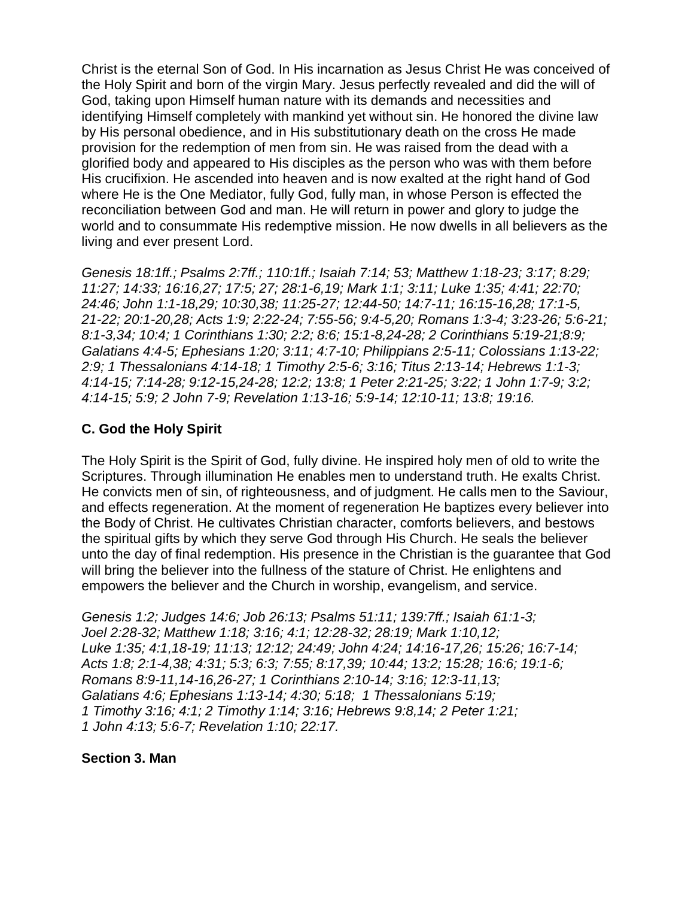Christ is the eternal Son of God. In His incarnation as Jesus Christ He was conceived of the Holy Spirit and born of the virgin Mary. Jesus perfectly revealed and did the will of God, taking upon Himself human nature with its demands and necessities and identifying Himself completely with mankind yet without sin. He honored the divine law by His personal obedience, and in His substitutionary death on the cross He made provision for the redemption of men from sin. He was raised from the dead with a glorified body and appeared to His disciples as the person who was with them before His crucifixion. He ascended into heaven and is now exalted at the right hand of God where He is the One Mediator, fully God, fully man, in whose Person is effected the reconciliation between God and man. He will return in power and glory to judge the world and to consummate His redemptive mission. He now dwells in all believers as the living and ever present Lord.

*Genesis 18:1ff.; Psalms 2:7ff.; 110:1ff.; Isaiah 7:14; 53; Matthew 1:18-23; 3:17; 8:29; 11:27; 14:33; 16:16,27; 17:5; 27; 28:1-6,19; Mark 1:1; 3:11; Luke 1:35; 4:41; 22:70; 24:46; John 1:1-18,29; 10:30,38; 11:25-27; 12:44-50; 14:7-11; 16:15-16,28; 17:1-5, 21-22; 20:1-20,28; Acts 1:9; 2:22-24; 7:55-56; 9:4-5,20; Romans 1:3-4; 3:23-26; 5:6-21; 8:1-3,34; 10:4; 1 Corinthians 1:30; 2:2; 8:6; 15:1-8,24-28; 2 Corinthians 5:19-21;8:9; Galatians 4:4-5; Ephesians 1:20; 3:11; 4:7-10; Philippians 2:5-11; Colossians 1:13-22; 2:9; 1 Thessalonians 4:14-18; 1 Timothy 2:5-6; 3:16; Titus 2:13-14; Hebrews 1:1-3; 4:14-15; 7:14-28; 9:12-15,24-28; 12:2; 13:8; 1 Peter 2:21-25; 3:22; 1 John 1:7-9; 3:2; 4:14-15; 5:9; 2 John 7-9; Revelation 1:13-16; 5:9-14; 12:10-11; 13:8; 19:16.*

**C. God the Holy Spirit**

The Holy Spirit is the Spirit of God, fully divine. He inspired holy men of old to write the Scriptures. Through illumination He enables men to understand truth. He exalts Christ. He convicts men of sin, of righteousness, and of judgment. He calls men to the Saviour, and effects regeneration. At the moment of regeneration He baptizes every believer into the Body of Christ. He cultivates Christian character, comforts believers, and bestows the spiritual gifts by which they serve God through His Church. He seals the believer unto the day of final redemption. His presence in the Christian is the guarantee that God will bring the believer into the fullness of the stature of Christ. He enlightens and empowers the believer and the Church in worship, evangelism, and service.

*Genesis 1:2; Judges 14:6; Job 26:13; Psalms 51:11; 139:7ff.; Isaiah 61:1-3; Joel 2:28-32; Matthew 1:18; 3:16; 4:1; 12:28-32; 28:19; Mark 1:10,12; Luke 1:35; 4:1,18-19; 11:13; 12:12; 24:49; John 4:24; 14:16-17,26; 15:26; 16:7-14; Acts 1:8; 2:1-4,38; 4:31; 5:3; 6:3; 7:55; 8:17,39; 10:44; 13:2; 15:28; 16:6; 19:1-6; Romans 8:9-11,14-16,26-27; 1 Corinthians 2:10-14; 3:16; 12:3-11,13; Galatians 4:6; Ephesians 1:13-14; 4:30; 5:18; 1 Thessalonians 5:19; 1 Timothy 3:16; 4:1; 2 Timothy 1:14; 3:16; Hebrews 9:8,14; 2 Peter 1:21; 1 John 4:13; 5:6-7; Revelation 1:10; 22:17.*

**Section 3. Man**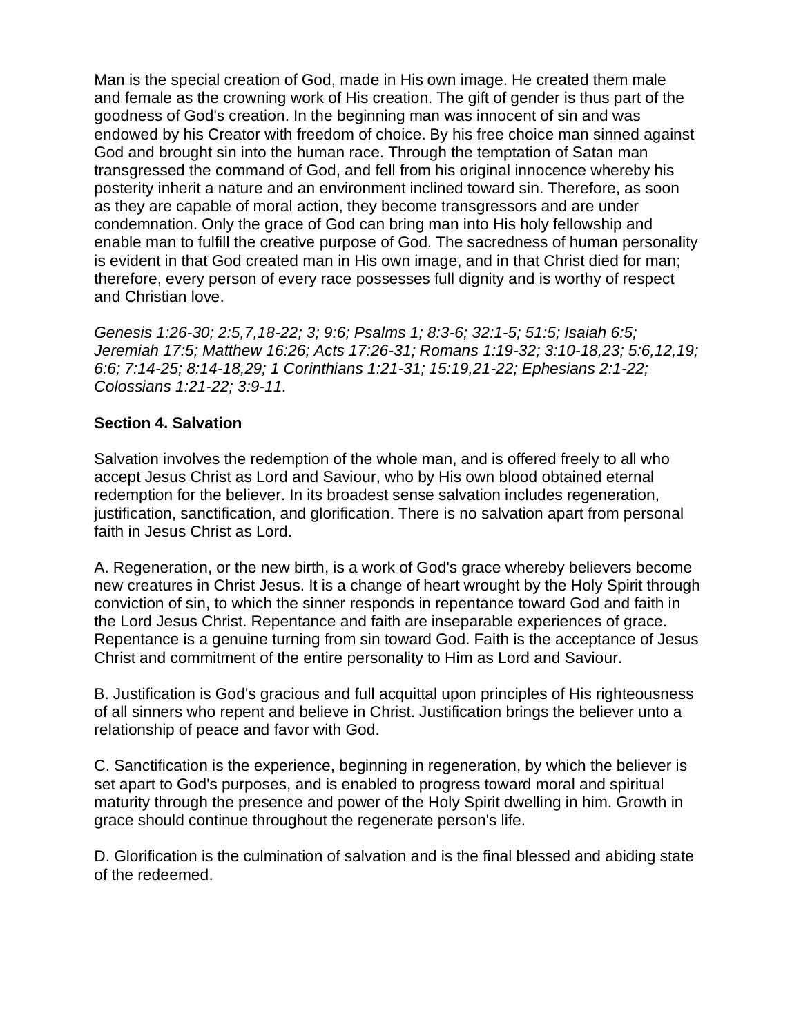Man is the special creation of God, made in His own image. He created them male and female as the crowning work of His creation. The gift of gender is thus part of the goodness of God's creation. In the beginning man was innocent of sin and was endowed by his Creator with freedom of choice. By his free choice man sinned against God and brought sin into the human race. Through the temptation of Satan man transgressed the command of God, and fell from his original innocence whereby his posterity inherit a nature and an environment inclined toward sin. Therefore, as soon as they are capable of moral action, they become transgressors and are under condemnation. Only the grace of God can bring man into His holy fellowship and enable man to fulfill the creative purpose of God. The sacredness of human personality is evident in that God created man in His own image, and in that Christ died for man; therefore, every person of every race possesses full dignity and is worthy of respect and Christian love.

*Genesis 1:26-30; 2:5,7,18-22; 3; 9:6; Psalms 1; 8:3-6; 32:1-5; 51:5; Isaiah 6:5; Jeremiah 17:5; Matthew 16:26; Acts 17:26-31; Romans 1:19-32; 3:10-18,23; 5:6,12,19; 6:6; 7:14-25; 8:14-18,29; 1 Corinthians 1:21-31; 15:19,21-22; Ephesians 2:1-22; Colossians 1:21-22; 3:9-11.*

**Section 4. Salvation**

Salvation involves the redemption of the whole man, and is offered freely to all who accept Jesus Christ as Lord and Saviour, who by His own blood obtained eternal redemption for the believer. In its broadest sense salvation includes regeneration, justification, sanctification, and glorification. There is no salvation apart from personal faith in Jesus Christ as Lord.

A. Regeneration, or the new birth, is a work of God's grace whereby believers become new creatures in Christ Jesus. It is a change of heart wrought by the Holy Spirit through conviction of sin, to which the sinner responds in repentance toward God and faith in the Lord Jesus Christ. Repentance and faith are inseparable experiences of grace. Repentance is a genuine turning from sin toward God. Faith is the acceptance of Jesus Christ and commitment of the entire personality to Him as Lord and Saviour.

B. Justification is God's gracious and full acquittal upon principles of His righteousness of all sinners who repent and believe in Christ. Justification brings the believer unto a relationship of peace and favor with God.

C. Sanctification is the experience, beginning in regeneration, by which the believer is set apart to God's purposes, and is enabled to progress toward moral and spiritual maturity through the presence and power of the Holy Spirit dwelling in him. Growth in grace should continue throughout the regenerate person's life.

D. Glorification is the culmination of salvation and is the final blessed and abiding state of the redeemed.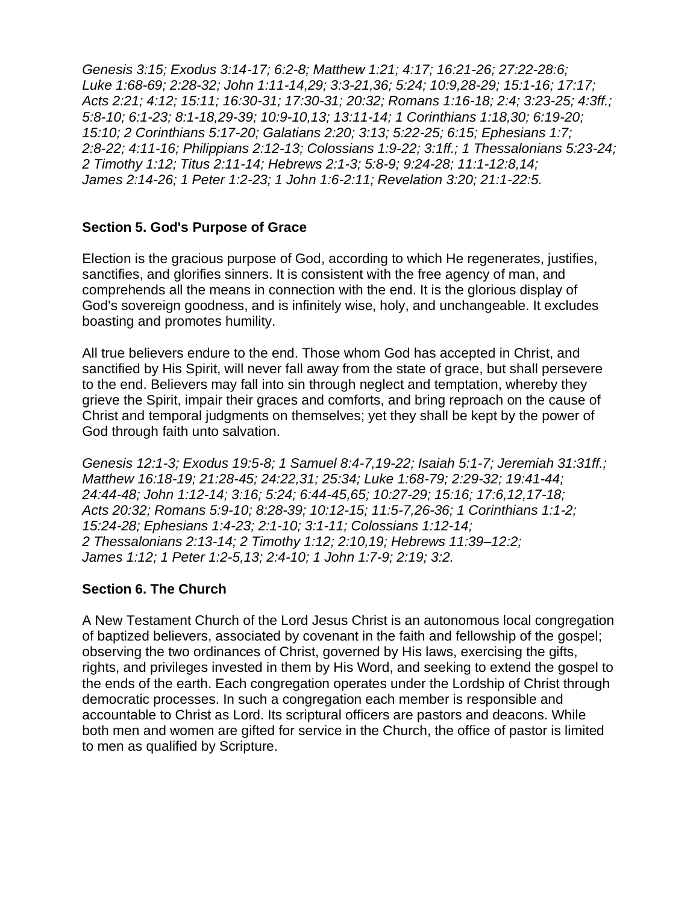*Genesis 3:15; Exodus 3:14-17; 6:2-8; Matthew 1:21; 4:17; 16:21-26; 27:22-28:6; Luke 1:68-69; 2:28-32; John 1:11-14,29; 3:3-21,36; 5:24; 10:9,28-29; 15:1-16; 17:17; Acts 2:21; 4:12; 15:11; 16:30-31; 17:30-31; 20:32; Romans 1:16-18; 2:4; 3:23-25; 4:3ff.; 5:8-10; 6:1-23; 8:1-18,29-39; 10:9-10,13; 13:11-14; 1 Corinthians 1:18,30; 6:19-20; 15:10; 2 Corinthians 5:17-20; Galatians 2:20; 3:13; 5:22-25; 6:15; Ephesians 1:7; 2:8-22; 4:11-16; Philippians 2:12-13; Colossians 1:9-22; 3:1ff.; 1 Thessalonians 5:23-24; 2 Timothy 1:12; Titus 2:11-14; Hebrews 2:1-3; 5:8-9; 9:24-28; 11:1-12:8,14; James 2:14-26; 1 Peter 1:2-23; 1 John 1:6-2:11; Revelation 3:20; 21:1-22:5.*

**Section 5. God's Purpose of Grace**

Election is the gracious purpose of God, according to which He regenerates, justifies, sanctifies, and glorifies sinners. It is consistent with the free agency of man, and comprehends all the means in connection with the end. It is the glorious display of God's sovereign goodness, and is infinitely wise, holy, and unchangeable. It excludes boasting and promotes humility.

All true believers endure to the end. Those whom God has accepted in Christ, and sanctified by His Spirit, will never fall away from the state of grace, but shall persevere to the end. Believers may fall into sin through neglect and temptation, whereby they grieve the Spirit, impair their graces and comforts, and bring reproach on the cause of Christ and temporal judgments on themselves; yet they shall be kept by the power of God through faith unto salvation.

*Genesis 12:1-3; Exodus 19:5-8; 1 Samuel 8:4-7,19-22; Isaiah 5:1-7; Jeremiah 31:31ff.; Matthew 16:18-19; 21:28-45; 24:22,31; 25:34; Luke 1:68-79; 2:29-32; 19:41-44; 24:44-48; John 1:12-14; 3:16; 5:24; 6:44-45,65; 10:27-29; 15:16; 17:6,12,17-18; Acts 20:32; Romans 5:9-10; 8:28-39; 10:12-15; 11:5-7,26-36; 1 Corinthians 1:1-2; 15:24-28; Ephesians 1:4-23; 2:1-10; 3:1-11; Colossians 1:12-14; 2 Thessalonians 2:13-14; 2 Timothy 1:12; 2:10,19; Hebrews 11:39–12:2; James 1:12; 1 Peter 1:2-5,13; 2:4-10; 1 John 1:7-9; 2:19; 3:2.*

**Section 6. The Church**

A New Testament Church of the Lord Jesus Christ is an autonomous local congregation of baptized believers, associated by covenant in the faith and fellowship of the gospel; observing the two ordinances of Christ, governed by His laws, exercising the gifts, rights, and privileges invested in them by His Word, and seeking to extend the gospel to the ends of the earth. Each congregation operates under the Lordship of Christ through democratic processes. In such a congregation each member is responsible and accountable to Christ as Lord. Its scriptural officers are pastors and deacons. While both men and women are gifted for service in the Church, the office of pastor is limited to men as qualified by Scripture.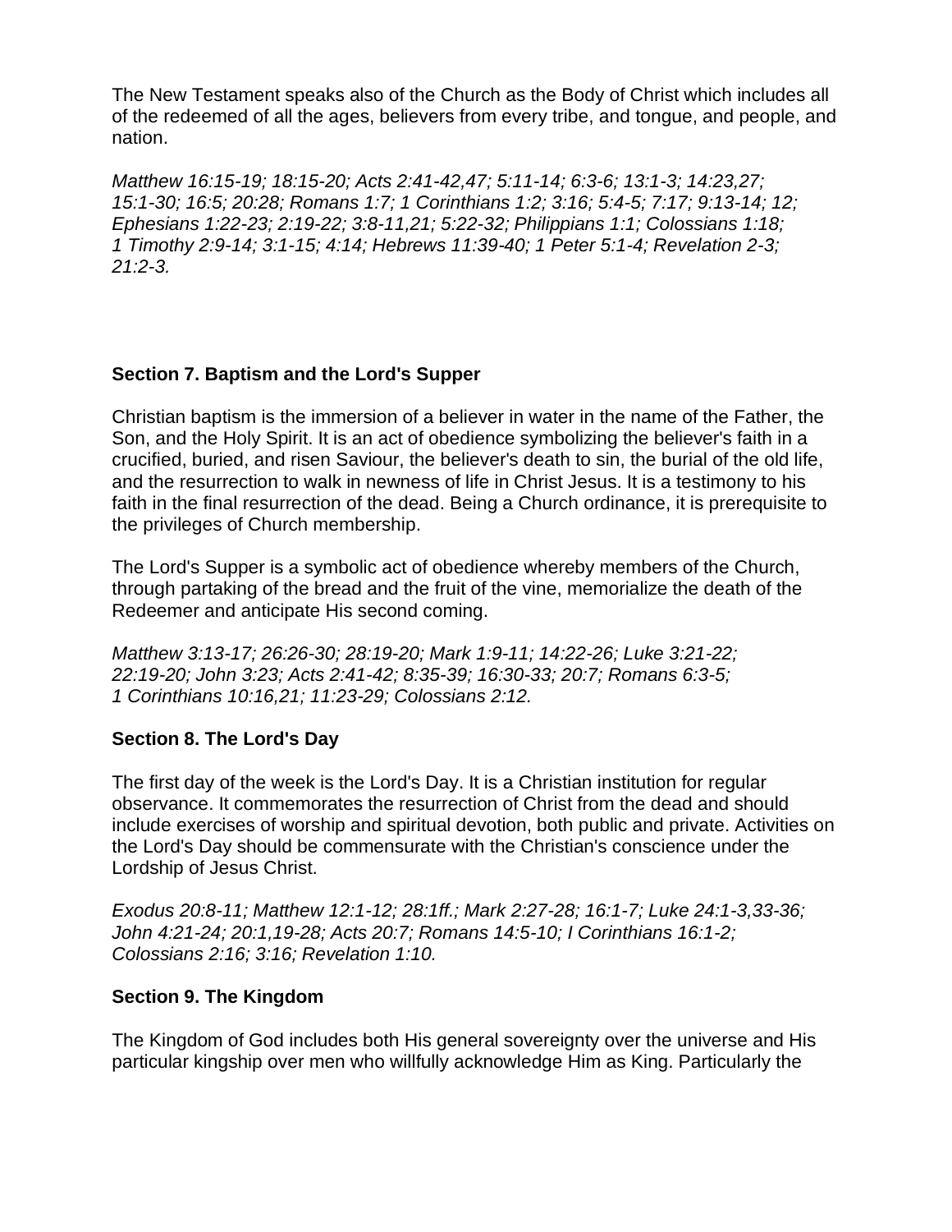The New Testament speaks also of the Church as the Body of Christ which includes all of the redeemed of all the ages, believers from every tribe, and tongue, and people, and nation.

*Matthew 16:15-19; 18:15-20; Acts 2:41-42,47; 5:11-14; 6:3-6; 13:1-3; 14:23,27; 15:1-30; 16:5; 20:28; Romans 1:7; 1 Corinthians 1:2; 3:16; 5:4-5; 7:17; 9:13-14; 12; Ephesians 1:22-23; 2:19-22; 3:8-11,21; 5:22-32; Philippians 1:1; Colossians 1:18; 1 Timothy 2:9-14; 3:1-15; 4:14; Hebrews 11:39-40; 1 Peter 5:1-4; Revelation 2-3; 21:2-3.*

### Section 7. Baptism and the Lord's Supper

Christian baptism is the immersion of a believer in water in the name of the Father, the Son, and the Holy Spirit. It is an act of obedience symbolizing the believer's faith in a crucified, buried, and risen Saviour, the believer's death to sin, the burial of the old life, and the resurrection to walk in newness of life in Christ Jesus. It is a testimony to his faith in the final resurrection of the dead. Being a Church ordinance, it is prerequisite to the privileges of Church membership.

The Lord's Supper is a symbolic act of obedience whereby members of the Church, through partaking of the bread and the fruit of the vine, memorialize the death of the Redeemer and anticipate His second coming.

*Matthew 3:13-17; 26:26-30; 28:19-20; Mark 1:9-11; 14:22-26; Luke 3:21-22; 22:19-20; John 3:23; Acts 2:41-42; 8:35-39; 16:30-33; 20:7; Romans 6:3-5; 1 Corinthians 10:16,21; 11:23-29; Colossians 2:12.*

### Section 8. The Lord's Day

The first day of the week is the Lord's Day. It is a Christian institution for regular observance. It commemorates the resurrection of Christ from the dead and should include exercises of worship and spiritual devotion, both public and private. Activities on the Lord's Day should be commensurate with the Christian's conscience under the Lordship of Jesus Christ.

*Exodus 20:8-11; Matthew 12:1-12; 28:1ff.; Mark 2:27-28; 16:1-7; Luke 24:1-3,33-36; John 4:21-24; 20:1,19-28; Acts 20:7; Romans 14:5-10; I Corinthians 16:1-2; Colossians 2:16; 3:16; Revelation 1:10.*

### Section 9. The Kingdom

The Kingdom of God includes both His general sovereignty over the universe and His particular kingship over men who willfully acknowledge Him as King. Particularly the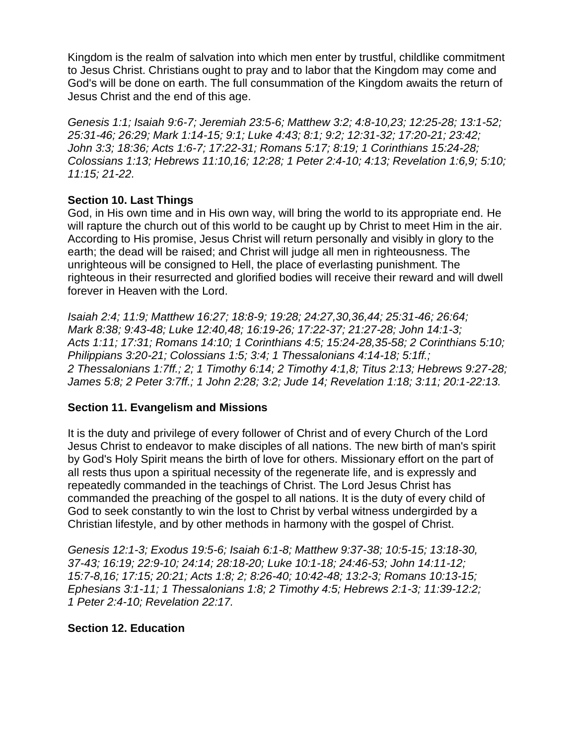Kingdom is the realm of salvation into which men enter by trustful, childlike commitment to Jesus Christ. Christians ought to pray and to labor that the Kingdom may come and God's will be done on earth. The full consummation of the Kingdom awaits the return of Jesus Christ and the end of this age.

*Genesis 1:1; Isaiah 9:6-7; Jeremiah 23:5-6; Matthew 3:2; 4:8-10,23; 12:25-28; 13:1-52; 25:31-46; 26:29; Mark 1:14-15; 9:1; Luke 4:43; 8:1; 9:2; 12:31-32; 17:20-21; 23:42; John 3:3; 18:36; Acts 1:6-7; 17:22-31; Romans 5:17; 8:19; 1 Corinthians 15:24-28; Colossians 1:13; Hebrews 11:10,16; 12:28; 1 Peter 2:4-10; 4:13; Revelation 1:6,9; 5:10; 11:15; 21-22.*

**Section 10. Last Things**

God, in His own time and in His own way, will bring the world to its appropriate end. He will rapture the church out of this world to be caught up by Christ to meet Him in the air. According to His promise, Jesus Christ will return personally and visibly in glory to the earth; the dead will be raised; and Christ will judge all men in righteousness. The unrighteous will be consigned to Hell, the place of everlasting punishment. The righteous in their resurrected and glorified bodies will receive their reward and will dwell forever in Heaven with the Lord.

*Isaiah 2:4; 11:9; Matthew 16:27; 18:8-9; 19:28; 24:27,30,36,44; 25:31-46; 26:64; Mark 8:38; 9:43-48; Luke 12:40,48; 16:19-26; 17:22-37; 21:27-28; John 14:1-3; Acts 1:11; 17:31; Romans 14:10; 1 Corinthians 4:5; 15:24-28,35-58; 2 Corinthians 5:10; Philippians 3:20-21; Colossians 1:5; 3:4; 1 Thessalonians 4:14-18; 5:1ff.; 2 Thessalonians 1:7ff.; 2; 1 Timothy 6:14; 2 Timothy 4:1,8; Titus 2:13; Hebrews 9:27-28; James 5:8; 2 Peter 3:7ff.; 1 John 2:28; 3:2; Jude 14; Revelation 1:18; 3:11; 20:1-22:13.*

**Section 11. Evangelism and Missions**

It is the duty and privilege of every follower of Christ and of every Church of the Lord Jesus Christ to endeavor to make disciples of all nations. The new birth of man's spirit by God's Holy Spirit means the birth of love for others. Missionary effort on the part of all rests thus upon a spiritual necessity of the regenerate life, and is expressly and repeatedly commanded in the teachings of Christ. The Lord Jesus Christ has commanded the preaching of the gospel to all nations. It is the duty of every child of God to seek constantly to win the lost to Christ by verbal witness undergirded by a Christian lifestyle, and by other methods in harmony with the gospel of Christ.

*Genesis 12:1-3; Exodus 19:5-6; Isaiah 6:1-8; Matthew 9:37-38; 10:5-15; 13:18-30, 37-43; 16:19; 22:9-10; 24:14; 28:18-20; Luke 10:1-18; 24:46-53; John 14:11-12; 15:7-8,16; 17:15; 20:21; Acts 1:8; 2; 8:26-40; 10:42-48; 13:2-3; Romans 10:13-15; Ephesians 3:1-11; 1 Thessalonians 1:8; 2 Timothy 4:5; Hebrews 2:1-3; 11:39-12:2; 1 Peter 2:4-10; Revelation 22:17.*

**Section 12. Education**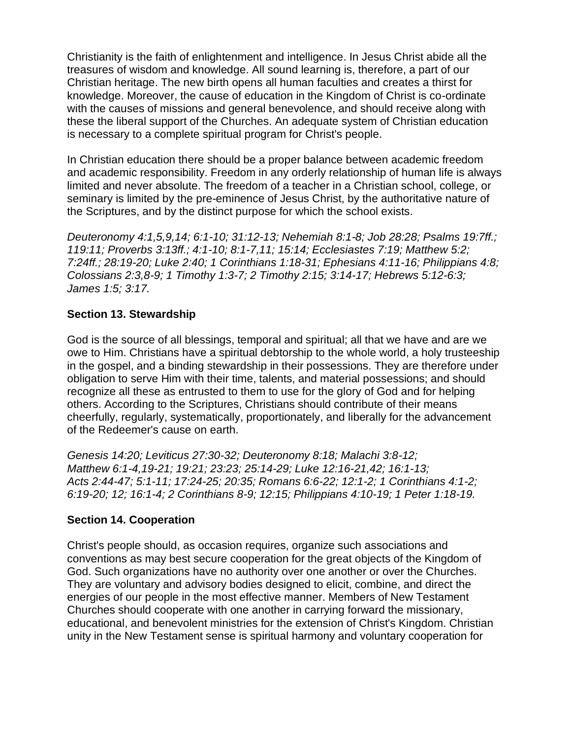Christianity is the faith of enlightenment and intelligence. In Jesus Christ abide all the treasures of wisdom and knowledge. All sound learning is, therefore, a part of our Christian heritage. The new birth opens all human faculties and creates a thirst for knowledge. Moreover, the cause of education in the Kingdom of Christ is co-ordinate with the causes of missions and general benevolence, and should receive along with these the liberal support of the Churches. An adequate system of Christian education is necessary to a complete spiritual program for Christ's people.

In Christian education there should be a proper balance between academic freedom and academic responsibility. Freedom in any orderly relationship of human life is always limited and never absolute. The freedom of a teacher in a Christian school, college, or seminary is limited by the pre-eminence of Jesus Christ, by the authoritative nature of the Scriptures, and by the distinct purpose for which the school exists.

*Deuteronomy 4:1,5,9,14; 6:1-10; 31:12-13; Nehemiah 8:1-8; Job 28:28; Psalms 19:7ff.; 119:11; Proverbs 3:13ff.; 4:1-10; 8:1-7,11; 15:14; Ecclesiastes 7:19; Matthew 5:2; 7:24ff.; 28:19-20; Luke 2:40; 1 Corinthians 1:18-31; Ephesians 4:11-16; Philippians 4:8; Colossians 2:3,8-9; 1 Timothy 1:3-7; 2 Timothy 2:15; 3:14-17; Hebrews 5:12-6:3; James 1:5; 3:17.*

### Section 13. Stewardship

God is the source of all blessings, temporal and spiritual; all that we have and are we owe to Him. Christians have a spiritual debtorship to the whole world, a holy trusteeship in the gospel, and a binding stewardship in their possessions. They are therefore under obligation to serve Him with their time, talents, and material possessions; and should recognize all these as entrusted to them to use for the glory of God and for helping others. According to the Scriptures, Christians should contribute of their means cheerfully, regularly, systematically, proportionately, and liberally for the advancement of the Redeemer's cause on earth.

*Genesis 14:20; Leviticus 27:30-32; Deuteronomy 8:18; Malachi 3:8-12; Matthew 6:1-4,19-21; 19:21; 23:23; 25:14-29; Luke 12:16-21,42; 16:1-13; Acts 2:44-47; 5:1-11; 17:24-25; 20:35; Romans 6:6-22; 12:1-2; 1 Corinthians 4:1-2; 6:19-20; 12; 16:1-4; 2 Corinthians 8-9; 12:15; Philippians 4:10-19; 1 Peter 1:18-19.*

### Section 14. Cooperation

Christ's people should, as occasion requires, organize such associations and conventions as may best secure cooperation for the great objects of the Kingdom of God. Such organizations have no authority over one another or over the Churches. They are voluntary and advisory bodies designed to elicit, combine, and direct the energies of our people in the most effective manner. Members of New Testament Churches should cooperate with one another in carrying forward the missionary, educational, and benevolent ministries for the extension of Christ's Kingdom. Christian unity in the New Testament sense is spiritual harmony and voluntary cooperation for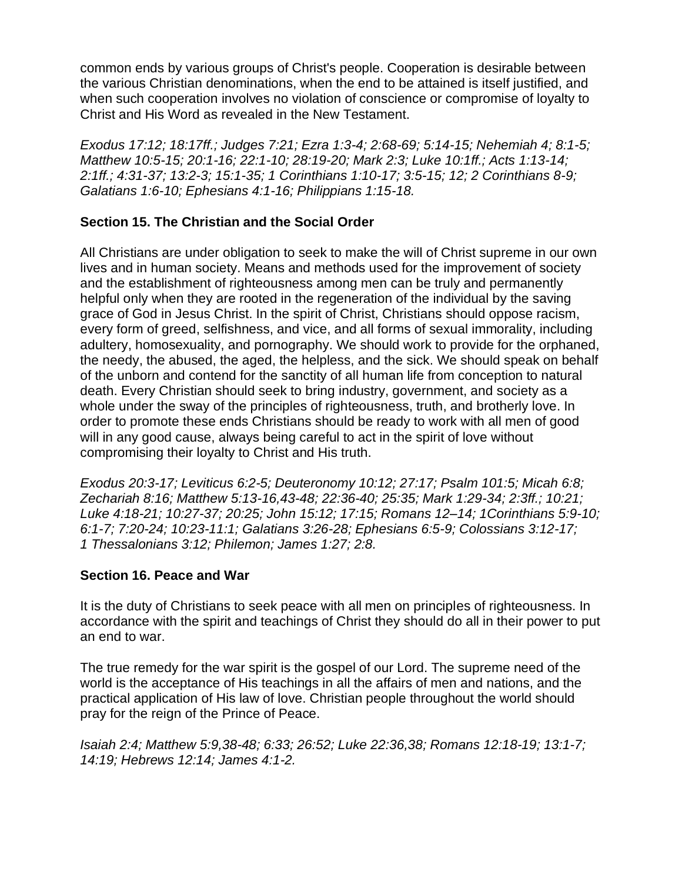common ends by various groups of Christ's people. Cooperation is desirable between the various Christian denominations, when the end to be attained is itself justified, and when such cooperation involves no violation of conscience or compromise of loyalty to Christ and His Word as revealed in the New Testament.

*Exodus 17:12; 18:17ff.; Judges 7:21; Ezra 1:3-4; 2:68-69; 5:14-15; Nehemiah 4; 8:1-5; Matthew 10:5-15; 20:1-16; 22:1-10; 28:19-20; Mark 2:3; Luke 10:1ff.; Acts 1:13-14; 2:1ff.; 4:31-37; 13:2-3; 15:1-35; 1 Corinthians 1:10-17; 3:5-15; 12; 2 Corinthians 8-9; Galatians 1:6-10; Ephesians 4:1-16; Philippians 1:15-18.*

### Section 15. The Christian and the Social Order

All Christians are under obligation to seek to make the will of Christ supreme in our own lives and in human society. Means and methods used for the improvement of society and the establishment of righteousness among men can be truly and permanently helpful only when they are rooted in the regeneration of the individual by the saving grace of God in Jesus Christ. In the spirit of Christ, Christians should oppose racism, every form of greed, selfishness, and vice, and all forms of sexual immorality, including adultery, homosexuality, and pornography. We should work to provide for the orphaned, the needy, the abused, the aged, the helpless, and the sick. We should speak on behalf of the unborn and contend for the sanctity of all human life from conception to natural death. Every Christian should seek to bring industry, government, and society as a whole under the sway of the principles of righteousness, truth, and brotherly love. In order to promote these ends Christians should be ready to work with all men of good will in any good cause, always being careful to act in the spirit of love without compromising their loyalty to Christ and His truth.

*Exodus 20:3-17; Leviticus 6:2-5; Deuteronomy 10:12; 27:17; Psalm 101:5; Micah 6:8; Zechariah 8:16; Matthew 5:13-16,43-48; 22:36-40; 25:35; Mark 1:29-34; 2:3ff.; 10:21; Luke 4:18-21; 10:27-37; 20:25; John 15:12; 17:15; Romans 12–14; 1Corinthians 5:9-10; 6:1-7; 7:20-24; 10:23-11:1; Galatians 3:26-28; Ephesians 6:5-9; Colossians 3:12-17; 1 Thessalonians 3:12; Philemon; James 1:27; 2:8.*

### Section 16. Peace and War

It is the duty of Christians to seek peace with all men on principles of righteousness. In accordance with the spirit and teachings of Christ they should do all in their power to put an end to war.

The true remedy for the war spirit is the gospel of our Lord. The supreme need of the world is the acceptance of His teachings in all the affairs of men and nations, and the practical application of His law of love. Christian people throughout the world should pray for the reign of the Prince of Peace.

*Isaiah 2:4; Matthew 5:9,38-48; 6:33; 26:52; Luke 22:36,38; Romans 12:18-19; 13:1-7; 14:19; Hebrews 12:14; James 4:1-2.*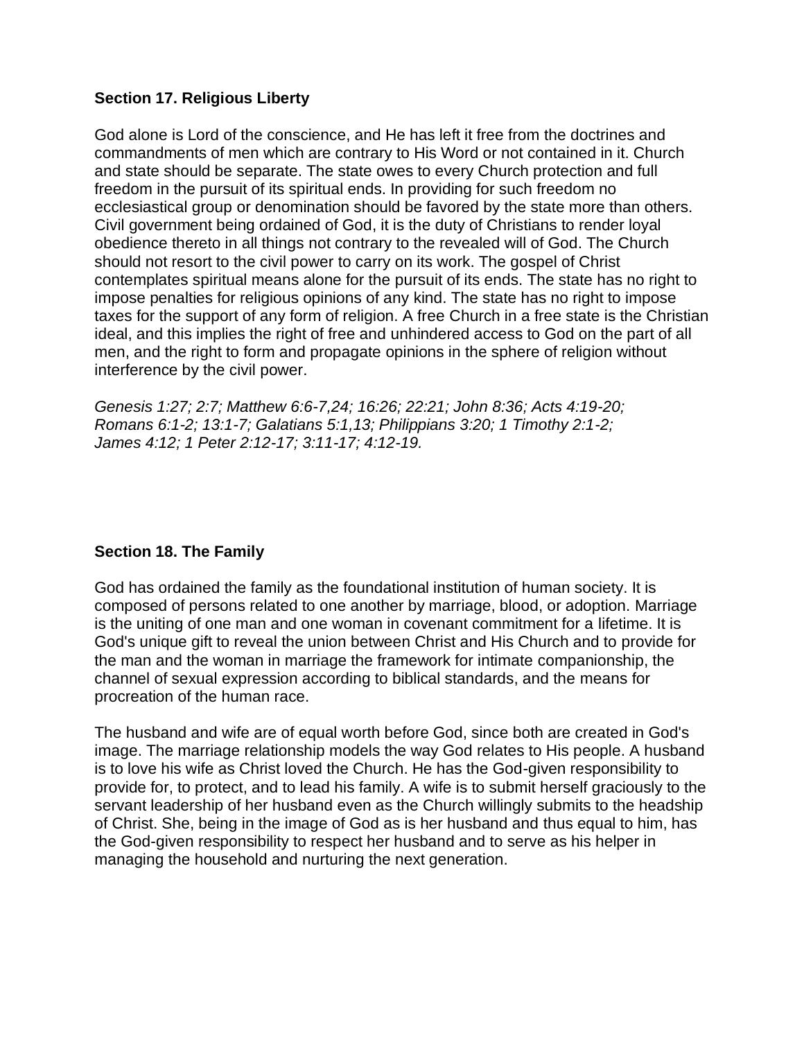**Section 17. Religious Liberty**

God alone is Lord of the conscience, and He has left it free from the doctrines and commandments of men which are contrary to His Word or not contained in it. Church and state should be separate. The state owes to every Church protection and full freedom in the pursuit of its spiritual ends. In providing for such freedom no ecclesiastical group or denomination should be favored by the state more than others. Civil government being ordained of God, it is the duty of Christians to render loyal obedience thereto in all things not contrary to the revealed will of God. The Church should not resort to the civil power to carry on its work. The gospel of Christ contemplates spiritual means alone for the pursuit of its ends. The state has no right to impose penalties for religious opinions of any kind. The state has no right to impose taxes for the support of any form of religion. A free Church in a free state is the Christian ideal, and this implies the right of free and unhindered access to God on the part of all men, and the right to form and propagate opinions in the sphere of religion without interference by the civil power.

*Genesis 1:27; 2:7; Matthew 6:6-7,24; 16:26; 22:21; John 8:36; Acts 4:19-20; Romans 6:1-2; 13:1-7; Galatians 5:1,13; Philippians 3:20; 1 Timothy 2:1-2; James 4:12; 1 Peter 2:12-17; 3:11-17; 4:12-19.*

**Section 18. The Family**

God has ordained the family as the foundational institution of human society. It is composed of persons related to one another by marriage, blood, or adoption. Marriage is the uniting of one man and one woman in covenant commitment for a lifetime. It is God's unique gift to reveal the union between Christ and His Church and to provide for the man and the woman in marriage the framework for intimate companionship, the channel of sexual expression according to biblical standards, and the means for procreation of the human race.

The husband and wife are of equal worth before God, since both are created in God's image. The marriage relationship models the way God relates to His people. A husband is to love his wife as Christ loved the Church. He has the God-given responsibility to provide for, to protect, and to lead his family. A wife is to submit herself graciously to the servant leadership of her husband even as the Church willingly submits to the headship of Christ. She, being in the image of God as is her husband and thus equal to him, has the God-given responsibility to respect her husband and to serve as his helper in managing the household and nurturing the next generation.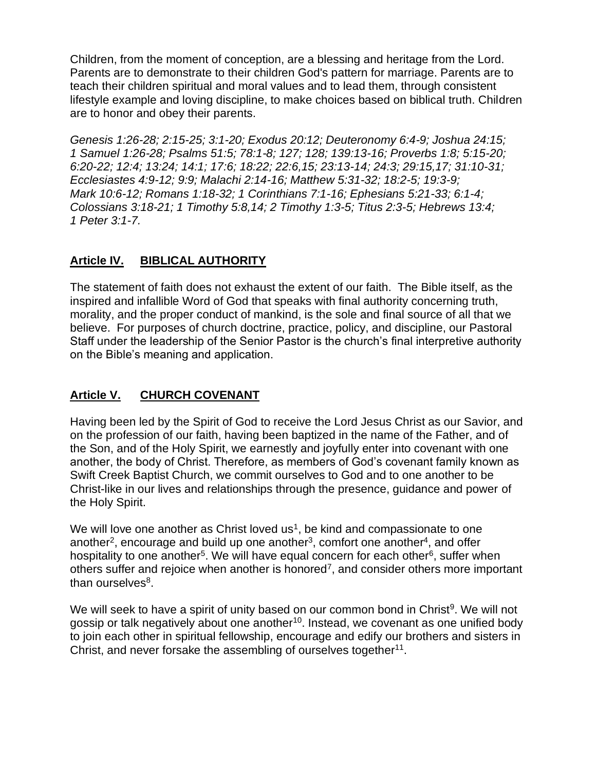Children, from the moment of conception, are a blessing and heritage from the Lord. Parents are to demonstrate to their children God's pattern for marriage. Parents are to teach their children spiritual and moral values and to lead them, through consistent lifestyle example and loving discipline, to make choices based on biblical truth. Children are to honor and obey their parents.

*Genesis 1:26-28; 2:15-25; 3:1-20; Exodus 20:12; Deuteronomy 6:4-9; Joshua 24:15; 1 Samuel 1:26-28; Psalms 51:5; 78:1-8; 127; 128; 139:13-16; Proverbs 1:8; 5:15-20; 6:20-22; 12:4; 13:24; 14:1; 17:6; 18:22; 22:6,15; 23:13-14; 24:3; 29:15,17; 31:10-31; Ecclesiastes 4:9-12; 9:9; Malachi 2:14-16; Matthew 5:31-32; 18:2-5; 19:3-9; Mark 10:6-12; Romans 1:18-32; 1 Corinthians 7:1-16; Ephesians 5:21-33; 6:1-4; Colossians 3:18-21; 1 Timothy 5:8,14; 2 Timothy 1:3-5; Titus 2:3-5; Hebrews 13:4; 1 Peter 3:1-7.*

## **Article IV. BIBLICAL AUTHORITY**

The statement of faith does not exhaust the extent of our faith. The Bible itself, as the inspired and infallible Word of God that speaks with final authority concerning truth, morality, and the proper conduct of mankind, is the sole and final source of all that we believe. For purposes of church doctrine, practice, policy, and discipline, our Pastoral Staff under the leadership of the Senior Pastor is the church's final interpretive authority on the Bible's meaning and application.

## **Article V. CHURCH COVENANT**

Having been led by the Spirit of God to receive the Lord Jesus Christ as our Savior, and on the profession of our faith, having been baptized in the name of the Father, and of the Son, and of the Holy Spirit, we earnestly and joyfully enter into covenant with one another, the body of Christ. Therefore, as members of God's covenant family known as Swift Creek Baptist Church, we commit ourselves to God and to one another to be Christ-like in our lives and relationships through the presence, guidance and power of the Holy Spirit.

We will love one another as Christ loved us[1], be kind and compassionate to one another[2], encourage and build up one another[3], comfort one another[4], and offer hospitality to one another[5]. We will have equal concern for each other[6], suffer when others suffer and rejoice when another is honored[7], and consider others more important than ourselves[8].

We will seek to have a spirit of unity based on our common bond in Christ[9]. We will not gossip or talk negatively about one another[10]. Instead, we covenant as one unified body to join each other in spiritual fellowship, encourage and edify our brothers and sisters in Christ, and never forsake the assembling of ourselves together[11].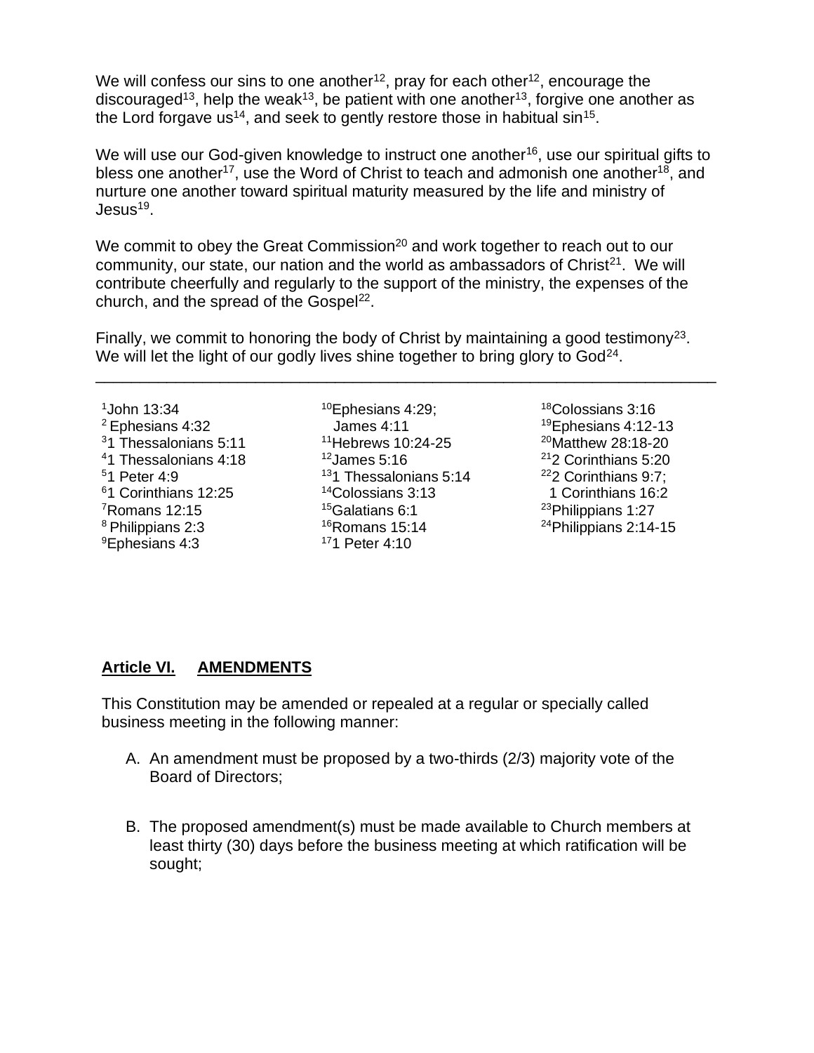We will confess our sins to one another[12], pray for each other[12], encourage the discouraged[13], help the weak[13], be patient with one another[13], forgive one another as the Lord forgave us[14], and seek to gently restore those in habitual sin[15].

We will use our God-given knowledge to instruct one another[16], use our spiritual gifts to bless one another[17], use the Word of Christ to teach and admonish one another[18], and nurture one another toward spiritual maturity measured by the life and ministry of Jesus[19].

We commit to obey the Great Commission[20] and work together to reach out to our community, our state, our nation and the world as ambassadors of Christ[21]. We will contribute cheerfully and regularly to the support of the ministry, the expenses of the church, and the spread of the Gospel[22].

Finally, we commit to honoring the body of Christ by maintaining a good testimony[23]. We will let the light of our godly lives shine together to bring glory to God[24].

---

[1] John 13:34
[2] Ephesians 4:32
[3] 1 Thessalonians 5:11
[4] 1 Thessalonians 4:18
[5] 1 Peter 4:9
[6] 1 Corinthians 12:25
[7] Romans 12:15
[8] Philippians 2:3
[9] Ephesians 4:3
[10] Ephesians 4:29; James 4:11
[11] Hebrews 10:24-25
[12] James 5:16
[13] 1 Thessalonians 5:14
[14] Colossians 3:13
[15] Galatians 6:1
[16] Romans 15:14
[17] 1 Peter 4:10
[18] Colossians 3:16
[19] Ephesians 4:12-13
[20] Matthew 28:18-20
[21] 2 Corinthians 5:20
[22] 2 Corinthians 9:7; 1 Corinthians 16:2
[23] Philippians 1:27
[24] Philippians 2:14-15

## Article VI. AMENDMENTS

This Constitution may be amended or repealed at a regular or specially called business meeting in the following manner:

A. An amendment must be proposed by a two-thirds (2/3) majority vote of the Board of Directors;

B. The proposed amendment(s) must be made available to Church members at least thirty (30) days before the business meeting at which ratification will be sought;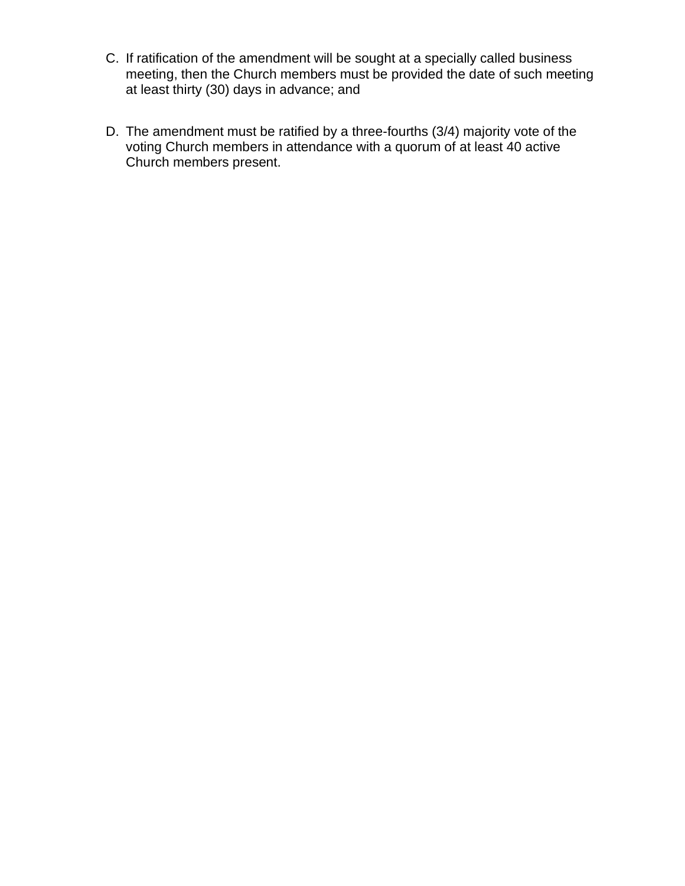C. If ratification of the amendment will be sought at a specially called business meeting, then the Church members must be provided the date of such meeting at least thirty (30) days in advance; and

D. The amendment must be ratified by a three-fourths (3/4) majority vote of the voting Church members in attendance with a quorum of at least 40 active Church members present.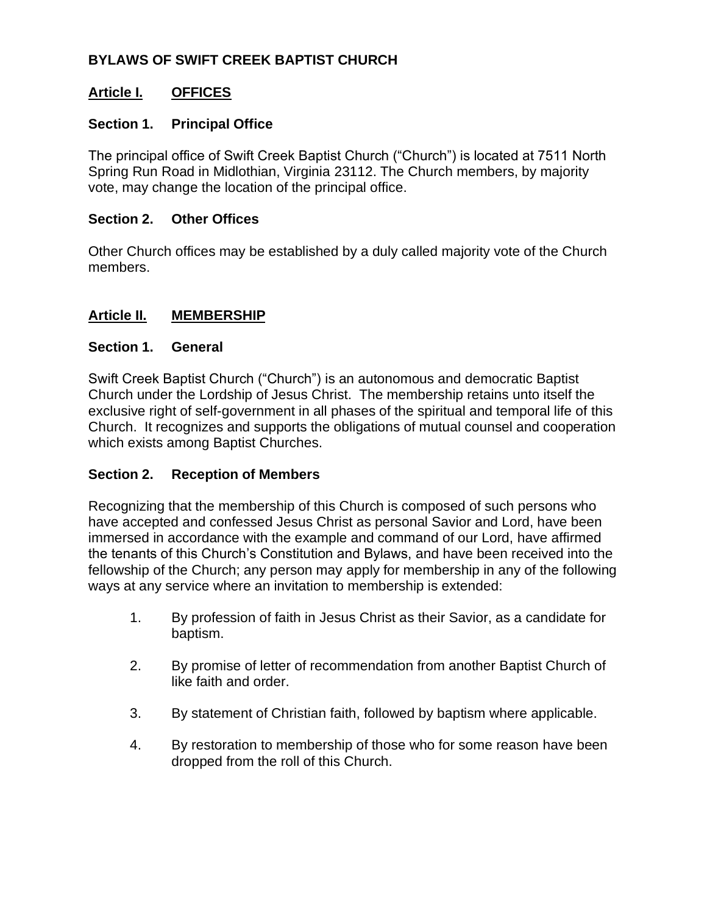## BYLAWS OF SWIFT CREEK BAPTIST CHURCH

### Article I. OFFICES

#### Section 1. Principal Office

The principal office of Swift Creek Baptist Church ("Church") is located at 7511 North Spring Run Road in Midlothian, Virginia 23112. The Church members, by majority vote, may change the location of the principal office.

#### Section 2. Other Offices

Other Church offices may be established by a duly called majority vote of the Church members.

### Article II. MEMBERSHIP

#### Section 1. General

Swift Creek Baptist Church ("Church") is an autonomous and democratic Baptist Church under the Lordship of Jesus Christ. The membership retains unto itself the exclusive right of self-government in all phases of the spiritual and temporal life of this Church. It recognizes and supports the obligations of mutual counsel and cooperation which exists among Baptist Churches.

#### Section 2. Reception of Members

Recognizing that the membership of this Church is composed of such persons who have accepted and confessed Jesus Christ as personal Savior and Lord, have been immersed in accordance with the example and command of our Lord, have affirmed the tenants of this Church's Constitution and Bylaws, and have been received into the fellowship of the Church; any person may apply for membership in any of the following ways at any service where an invitation to membership is extended:

1. By profession of faith in Jesus Christ as their Savior, as a candidate for baptism.
2. By promise of letter of recommendation from another Baptist Church of like faith and order.
3. By statement of Christian faith, followed by baptism where applicable.
4. By restoration to membership of those who for some reason have been dropped from the roll of this Church.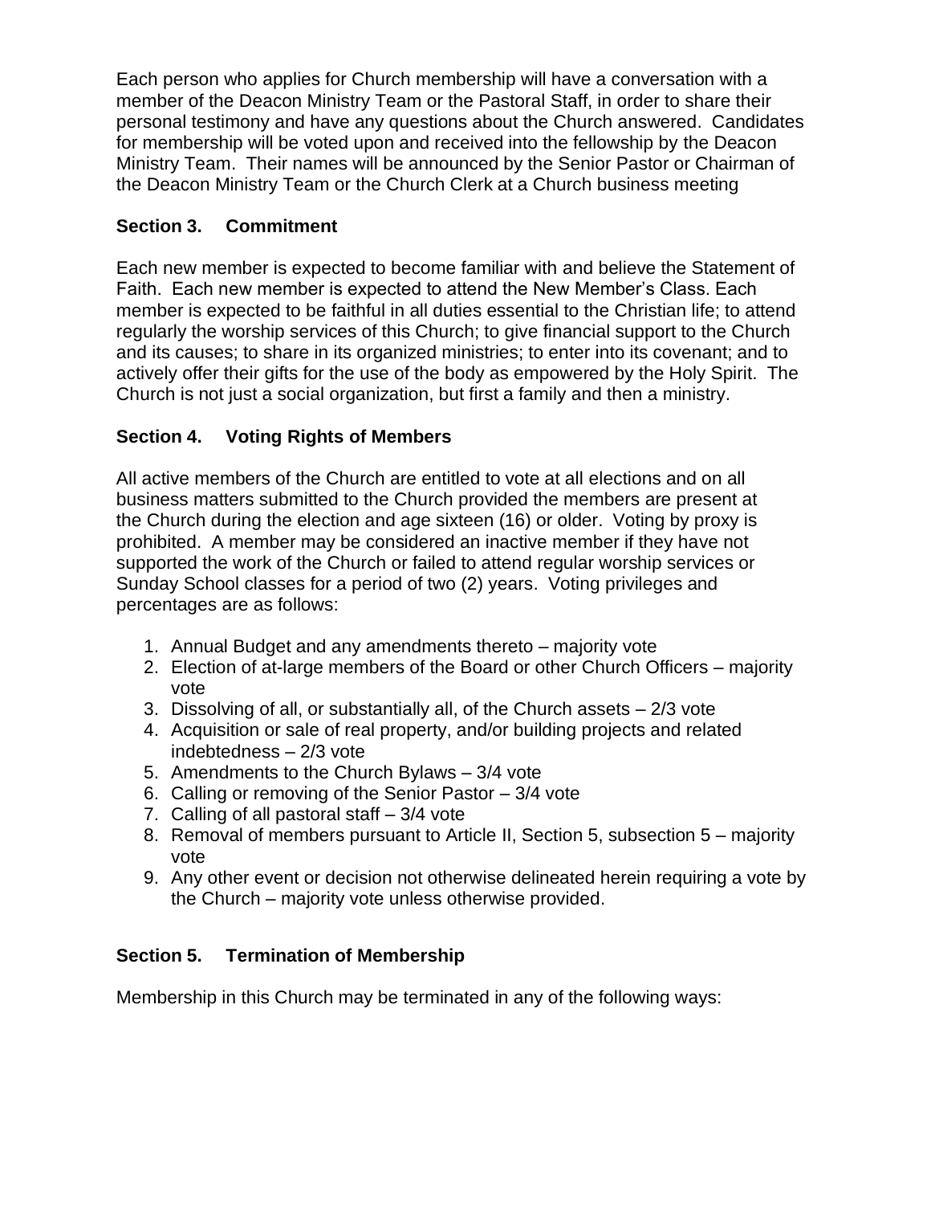Each person who applies for Church membership will have a conversation with a member of the Deacon Ministry Team or the Pastoral Staff, in order to share their personal testimony and have any questions about the Church answered. Candidates for membership will be voted upon and received into the fellowship by the Deacon Ministry Team. Their names will be announced by the Senior Pastor or Chairman of the Deacon Ministry Team or the Church Clerk at a Church business meeting

### Section 3. Commitment

Each new member is expected to become familiar with and believe the Statement of Faith. Each new member is expected to attend the New Member's Class. Each member is expected to be faithful in all duties essential to the Christian life; to attend regularly the worship services of this Church; to give financial support to the Church and its causes; to share in its organized ministries; to enter into its covenant; and to actively offer their gifts for the use of the body as empowered by the Holy Spirit. The Church is not just a social organization, but first a family and then a ministry.

### Section 4. Voting Rights of Members

All active members of the Church are entitled to vote at all elections and on all business matters submitted to the Church provided the members are present at the Church during the election and age sixteen (16) or older. Voting by proxy is prohibited. A member may be considered an inactive member if they have not supported the work of the Church or failed to attend regular worship services or Sunday School classes for a period of two (2) years. Voting privileges and percentages are as follows:

1. Annual Budget and any amendments thereto – majority vote
2. Election of at-large members of the Board or other Church Officers – majority vote
3. Dissolving of all, or substantially all, of the Church assets – 2/3 vote
4. Acquisition or sale of real property, and/or building projects and related indebtedness – 2/3 vote
5. Amendments to the Church Bylaws – 3/4 vote
6. Calling or removing of the Senior Pastor – 3/4 vote
7. Calling of all pastoral staff – 3/4 vote
8. Removal of members pursuant to Article II, Section 5, subsection 5 – majority vote
9. Any other event or decision not otherwise delineated herein requiring a vote by the Church – majority vote unless otherwise provided.

### Section 5. Termination of Membership

Membership in this Church may be terminated in any of the following ways: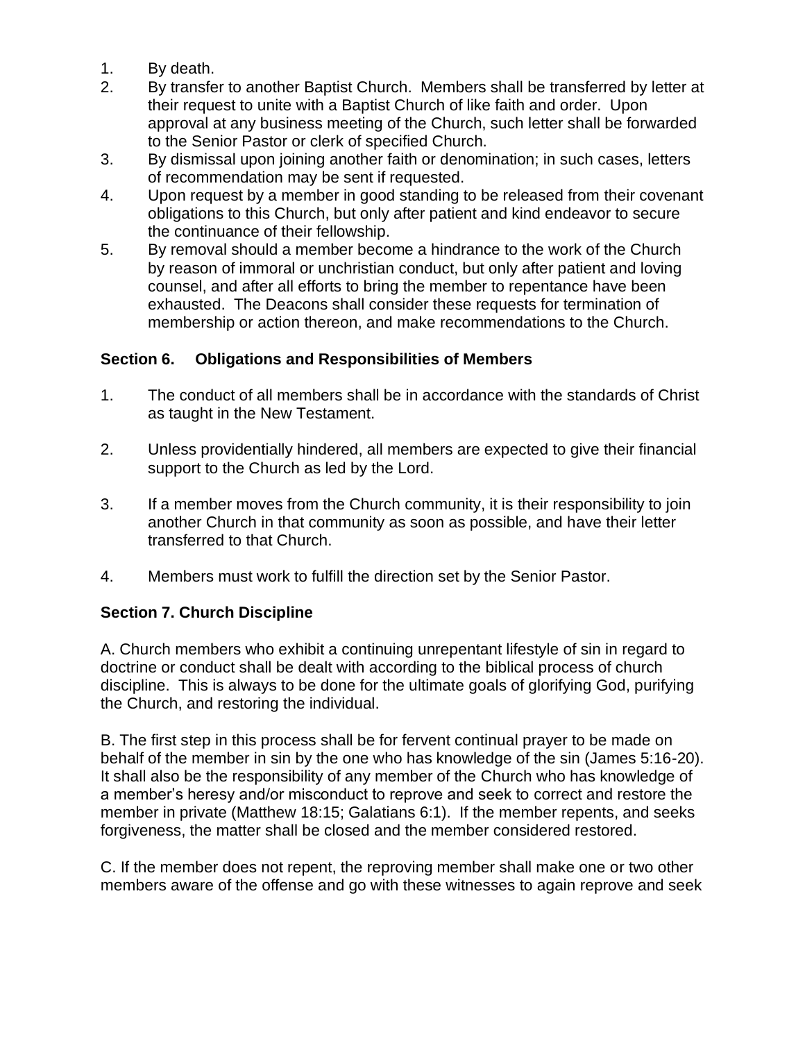1. By death.
2. By transfer to another Baptist Church. Members shall be transferred by letter at their request to unite with a Baptist Church of like faith and order. Upon approval at any business meeting of the Church, such letter shall be forwarded to the Senior Pastor or clerk of specified Church.
3. By dismissal upon joining another faith or denomination; in such cases, letters of recommendation may be sent if requested.
4. Upon request by a member in good standing to be released from their covenant obligations to this Church, but only after patient and kind endeavor to secure the continuance of their fellowship.
5. By removal should a member become a hindrance to the work of the Church by reason of immoral or unchristian conduct, but only after patient and loving counsel, and after all efforts to bring the member to repentance have been exhausted. The Deacons shall consider these requests for termination of membership or action thereon, and make recommendations to the Church.

### Section 6. Obligations and Responsibilities of Members

1. The conduct of all members shall be in accordance with the standards of Christ as taught in the New Testament.

2. Unless providentially hindered, all members are expected to give their financial support to the Church as led by the Lord.

3. If a member moves from the Church community, it is their responsibility to join another Church in that community as soon as possible, and have their letter transferred to that Church.

4. Members must work to fulfill the direction set by the Senior Pastor.

### Section 7. Church Discipline

A. Church members who exhibit a continuing unrepentant lifestyle of sin in regard to doctrine or conduct shall be dealt with according to the biblical process of church discipline. This is always to be done for the ultimate goals of glorifying God, purifying the Church, and restoring the individual.

B. The first step in this process shall be for fervent continual prayer to be made on behalf of the member in sin by the one who has knowledge of the sin (James 5:16-20). It shall also be the responsibility of any member of the Church who has knowledge of a member's heresy and/or misconduct to reprove and seek to correct and restore the member in private (Matthew 18:15; Galatians 6:1). If the member repents, and seeks forgiveness, the matter shall be closed and the member considered restored.

C. If the member does not repent, the reproving member shall make one or two other members aware of the offense and go with these witnesses to again reprove and seek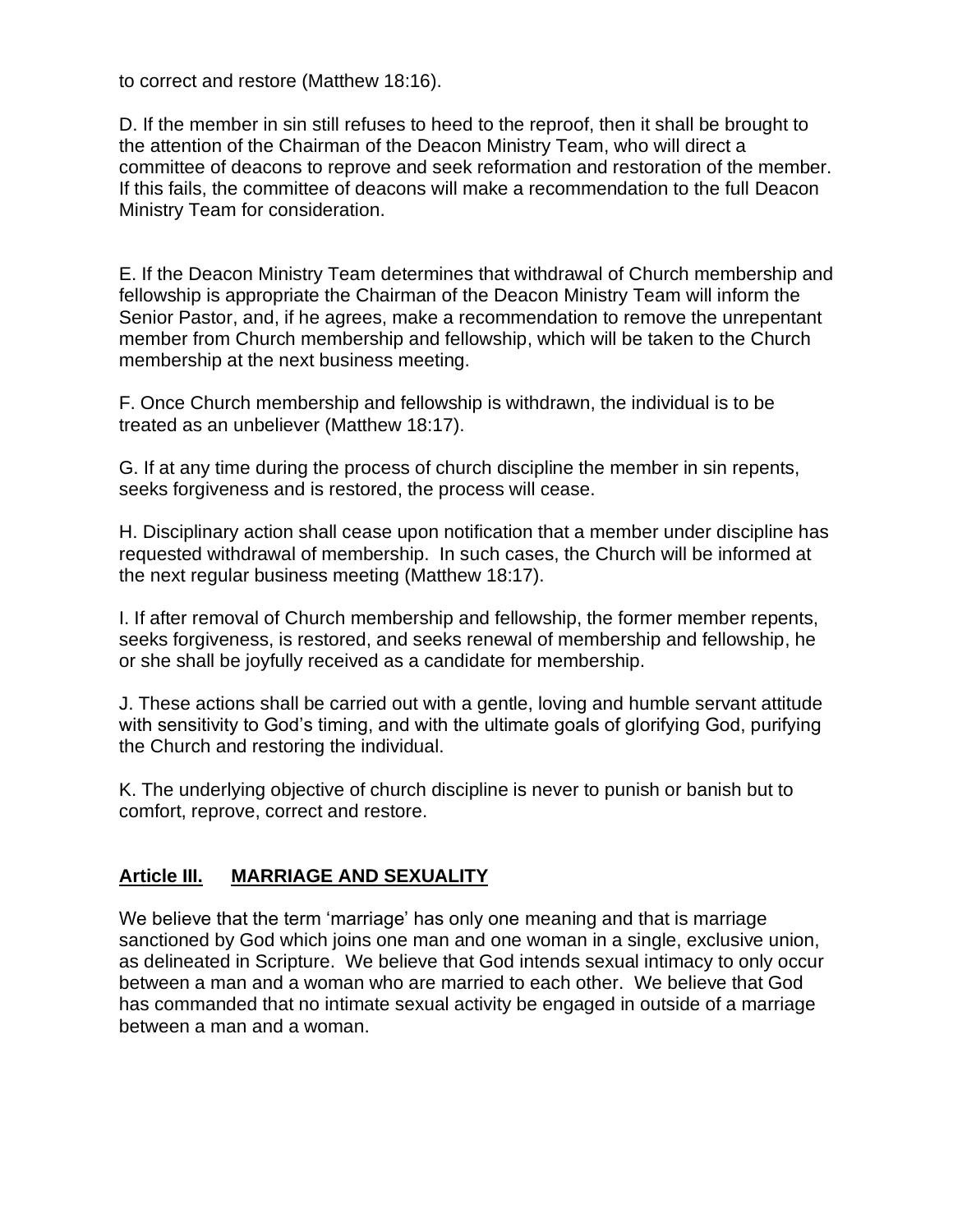to correct and restore (Matthew 18:16).

D. If the member in sin still refuses to heed to the reproof, then it shall be brought to the attention of the Chairman of the Deacon Ministry Team, who will direct a committee of deacons to reprove and seek reformation and restoration of the member. If this fails, the committee of deacons will make a recommendation to the full Deacon Ministry Team for consideration.

E. If the Deacon Ministry Team determines that withdrawal of Church membership and fellowship is appropriate the Chairman of the Deacon Ministry Team will inform the Senior Pastor, and, if he agrees, make a recommendation to remove the unrepentant member from Church membership and fellowship, which will be taken to the Church membership at the next business meeting.

F. Once Church membership and fellowship is withdrawn, the individual is to be treated as an unbeliever (Matthew 18:17).

G. If at any time during the process of church discipline the member in sin repents, seeks forgiveness and is restored, the process will cease.

H. Disciplinary action shall cease upon notification that a member under discipline has requested withdrawal of membership. In such cases, the Church will be informed at the next regular business meeting (Matthew 18:17).

I. If after removal of Church membership and fellowship, the former member repents, seeks forgiveness, is restored, and seeks renewal of membership and fellowship, he or she shall be joyfully received as a candidate for membership.

J. These actions shall be carried out with a gentle, loving and humble servant attitude with sensitivity to God's timing, and with the ultimate goals of glorifying God, purifying the Church and restoring the individual.

K. The underlying objective of church discipline is never to punish or banish but to comfort, reprove, correct and restore.

## Article III. MARRIAGE AND SEXUALITY

We believe that the term 'marriage' has only one meaning and that is marriage sanctioned by God which joins one man and one woman in a single, exclusive union, as delineated in Scripture. We believe that God intends sexual intimacy to only occur between a man and a woman who are married to each other. We believe that God has commanded that no intimate sexual activity be engaged in outside of a marriage between a man and a woman.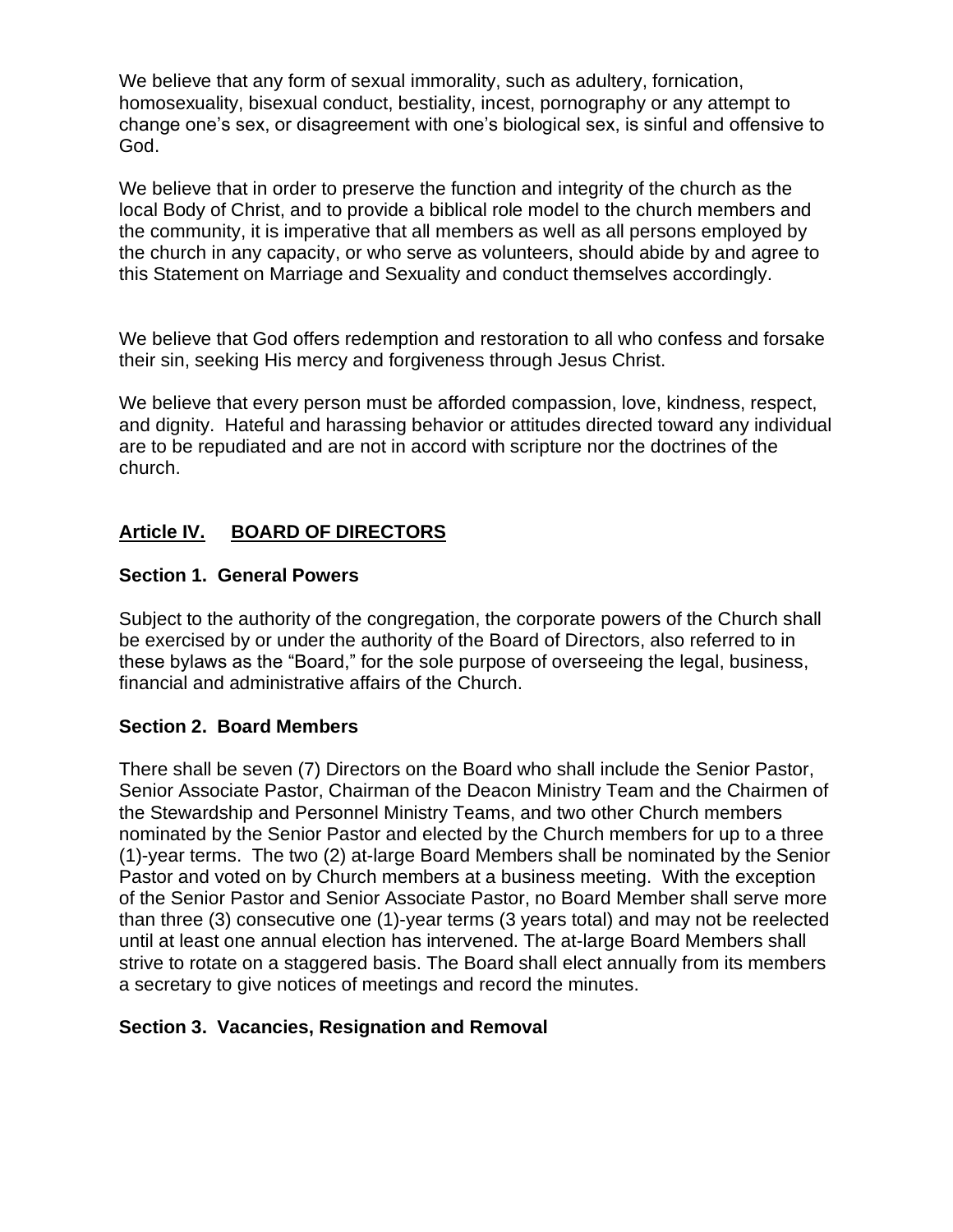We believe that any form of sexual immorality, such as adultery, fornication, homosexuality, bisexual conduct, bestiality, incest, pornography or any attempt to change one's sex, or disagreement with one's biological sex, is sinful and offensive to God.

We believe that in order to preserve the function and integrity of the church as the local Body of Christ, and to provide a biblical role model to the church members and the community, it is imperative that all members as well as all persons employed by the church in any capacity, or who serve as volunteers, should abide by and agree to this Statement on Marriage and Sexuality and conduct themselves accordingly.

We believe that God offers redemption and restoration to all who confess and forsake their sin, seeking His mercy and forgiveness through Jesus Christ.

We believe that every person must be afforded compassion, love, kindness, respect, and dignity. Hateful and harassing behavior or attitudes directed toward any individual are to be repudiated and are not in accord with scripture nor the doctrines of the church.

## Article IV. BOARD OF DIRECTORS

### Section 1. General Powers

Subject to the authority of the congregation, the corporate powers of the Church shall be exercised by or under the authority of the Board of Directors, also referred to in these bylaws as the "Board," for the sole purpose of overseeing the legal, business, financial and administrative affairs of the Church.

### Section 2. Board Members

There shall be seven (7) Directors on the Board who shall include the Senior Pastor, Senior Associate Pastor, Chairman of the Deacon Ministry Team and the Chairmen of the Stewardship and Personnel Ministry Teams, and two other Church members nominated by the Senior Pastor and elected by the Church members for up to a three (1)-year terms. The two (2) at-large Board Members shall be nominated by the Senior Pastor and voted on by Church members at a business meeting. With the exception of the Senior Pastor and Senior Associate Pastor, no Board Member shall serve more than three (3) consecutive one (1)-year terms (3 years total) and may not be reelected until at least one annual election has intervened. The at-large Board Members shall strive to rotate on a staggered basis. The Board shall elect annually from its members a secretary to give notices of meetings and record the minutes.

### Section 3. Vacancies, Resignation and Removal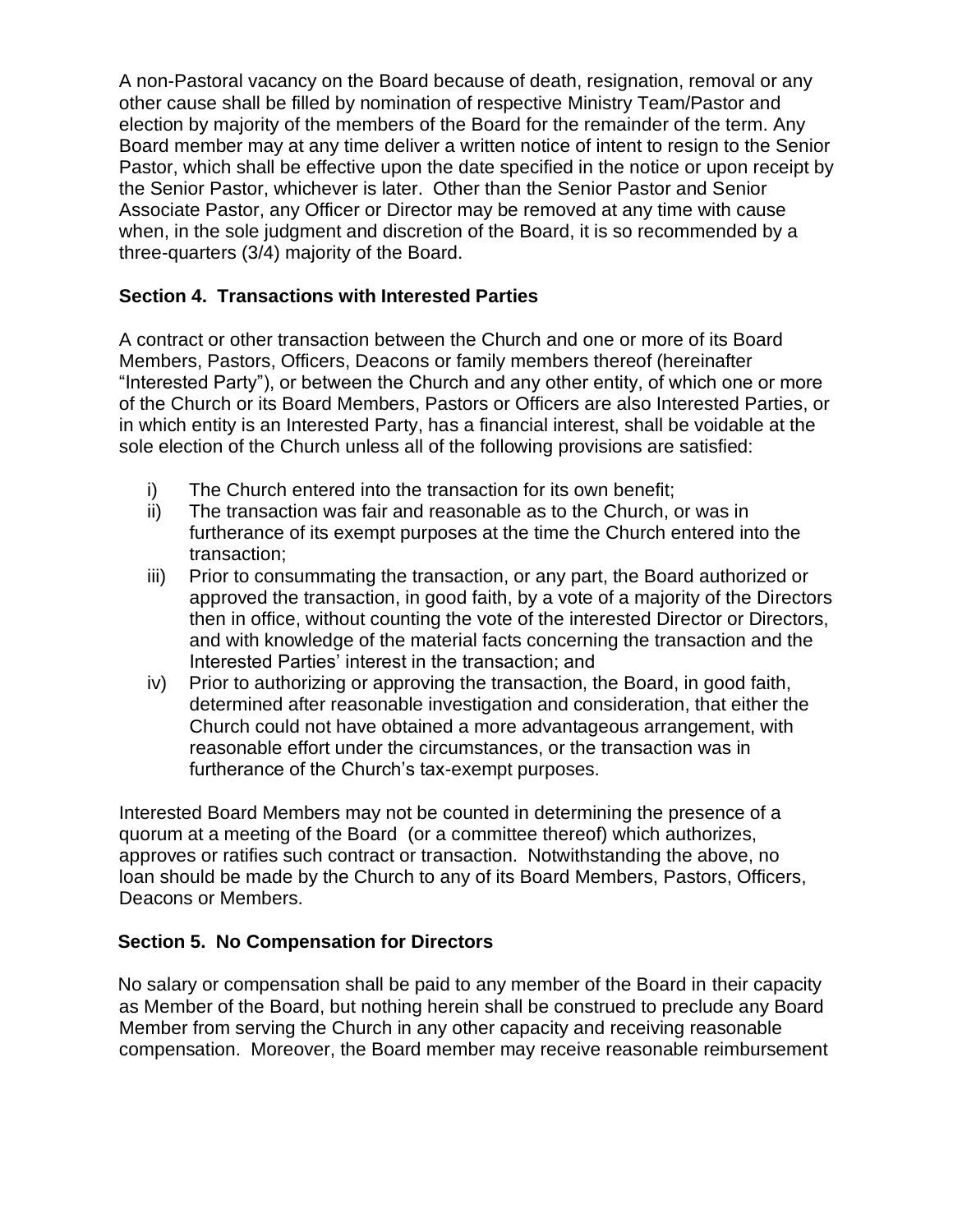A non-Pastoral vacancy on the Board because of death, resignation, removal or any other cause shall be filled by nomination of respective Ministry Team/Pastor and election by majority of the members of the Board for the remainder of the term. Any Board member may at any time deliver a written notice of intent to resign to the Senior Pastor, which shall be effective upon the date specified in the notice or upon receipt by the Senior Pastor, whichever is later. Other than the Senior Pastor and Senior Associate Pastor, any Officer or Director may be removed at any time with cause when, in the sole judgment and discretion of the Board, it is so recommended by a three-quarters (3/4) majority of the Board.

**Section 4. Transactions with Interested Parties**

A contract or other transaction between the Church and one or more of its Board Members, Pastors, Officers, Deacons or family members thereof (hereinafter "Interested Party"), or between the Church and any other entity, of which one or more of the Church or its Board Members, Pastors or Officers are also Interested Parties, or in which entity is an Interested Party, has a financial interest, shall be voidable at the sole election of the Church unless all of the following provisions are satisfied:

- i) The Church entered into the transaction for its own benefit;
- ii) The transaction was fair and reasonable as to the Church, or was in furtherance of its exempt purposes at the time the Church entered into the transaction;
- iii) Prior to consummating the transaction, or any part, the Board authorized or approved the transaction, in good faith, by a vote of a majority of the Directors then in office, without counting the vote of the interested Director or Directors, and with knowledge of the material facts concerning the transaction and the Interested Parties' interest in the transaction; and
- iv) Prior to authorizing or approving the transaction, the Board, in good faith, determined after reasonable investigation and consideration, that either the Church could not have obtained a more advantageous arrangement, with reasonable effort under the circumstances, or the transaction was in furtherance of the Church's tax-exempt purposes.

Interested Board Members may not be counted in determining the presence of a quorum at a meeting of the Board (or a committee thereof) which authorizes, approves or ratifies such contract or transaction. Notwithstanding the above, no loan should be made by the Church to any of its Board Members, Pastors, Officers, Deacons or Members.

**Section 5. No Compensation for Directors**

No salary or compensation shall be paid to any member of the Board in their capacity as Member of the Board, but nothing herein shall be construed to preclude any Board Member from serving the Church in any other capacity and receiving reasonable compensation. Moreover, the Board member may receive reasonable reimbursement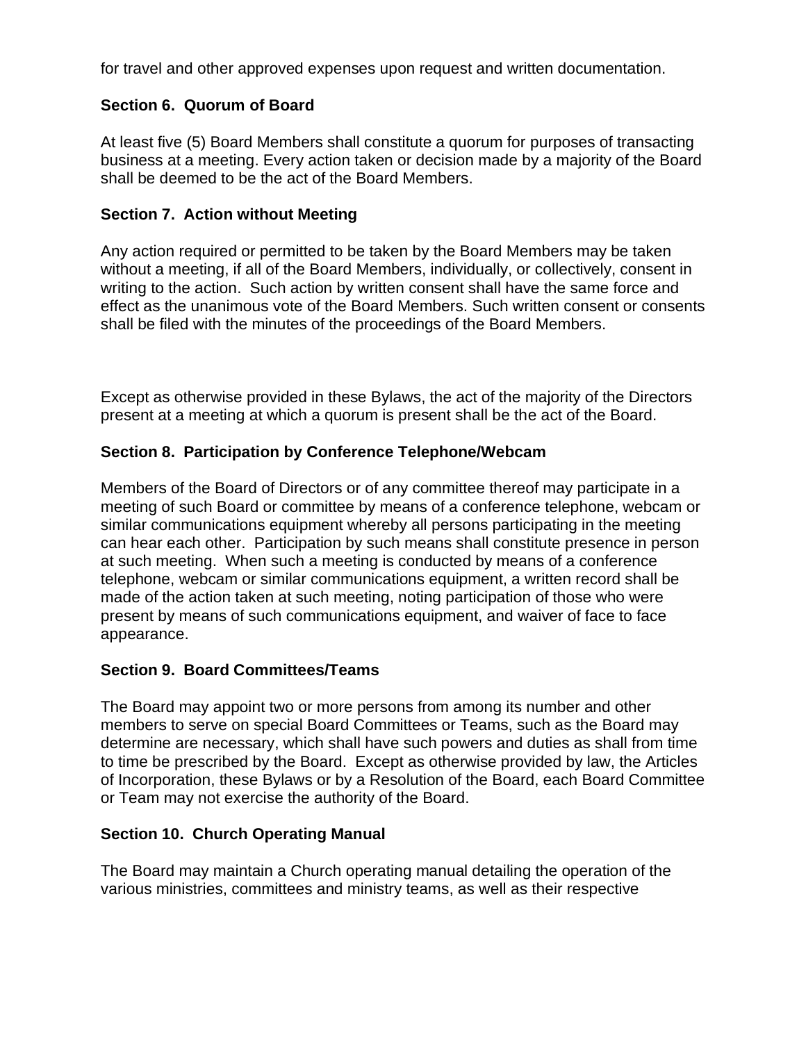for travel and other approved expenses upon request and written documentation.

**Section 6. Quorum of Board**

At least five (5) Board Members shall constitute a quorum for purposes of transacting business at a meeting. Every action taken or decision made by a majority of the Board shall be deemed to be the act of the Board Members.

**Section 7. Action without Meeting**

Any action required or permitted to be taken by the Board Members may be taken without a meeting, if all of the Board Members, individually, or collectively, consent in writing to the action. Such action by written consent shall have the same force and effect as the unanimous vote of the Board Members. Such written consent or consents shall be filed with the minutes of the proceedings of the Board Members.

Except as otherwise provided in these Bylaws, the act of the majority of the Directors present at a meeting at which a quorum is present shall be the act of the Board.

**Section 8. Participation by Conference Telephone/Webcam**

Members of the Board of Directors or of any committee thereof may participate in a meeting of such Board or committee by means of a conference telephone, webcam or similar communications equipment whereby all persons participating in the meeting can hear each other. Participation by such means shall constitute presence in person at such meeting. When such a meeting is conducted by means of a conference telephone, webcam or similar communications equipment, a written record shall be made of the action taken at such meeting, noting participation of those who were present by means of such communications equipment, and waiver of face to face appearance.

**Section 9. Board Committees/Teams**

The Board may appoint two or more persons from among its number and other members to serve on special Board Committees or Teams, such as the Board may determine are necessary, which shall have such powers and duties as shall from time to time be prescribed by the Board. Except as otherwise provided by law, the Articles of Incorporation, these Bylaws or by a Resolution of the Board, each Board Committee or Team may not exercise the authority of the Board.

**Section 10. Church Operating Manual**

The Board may maintain a Church operating manual detailing the operation of the various ministries, committees and ministry teams, as well as their respective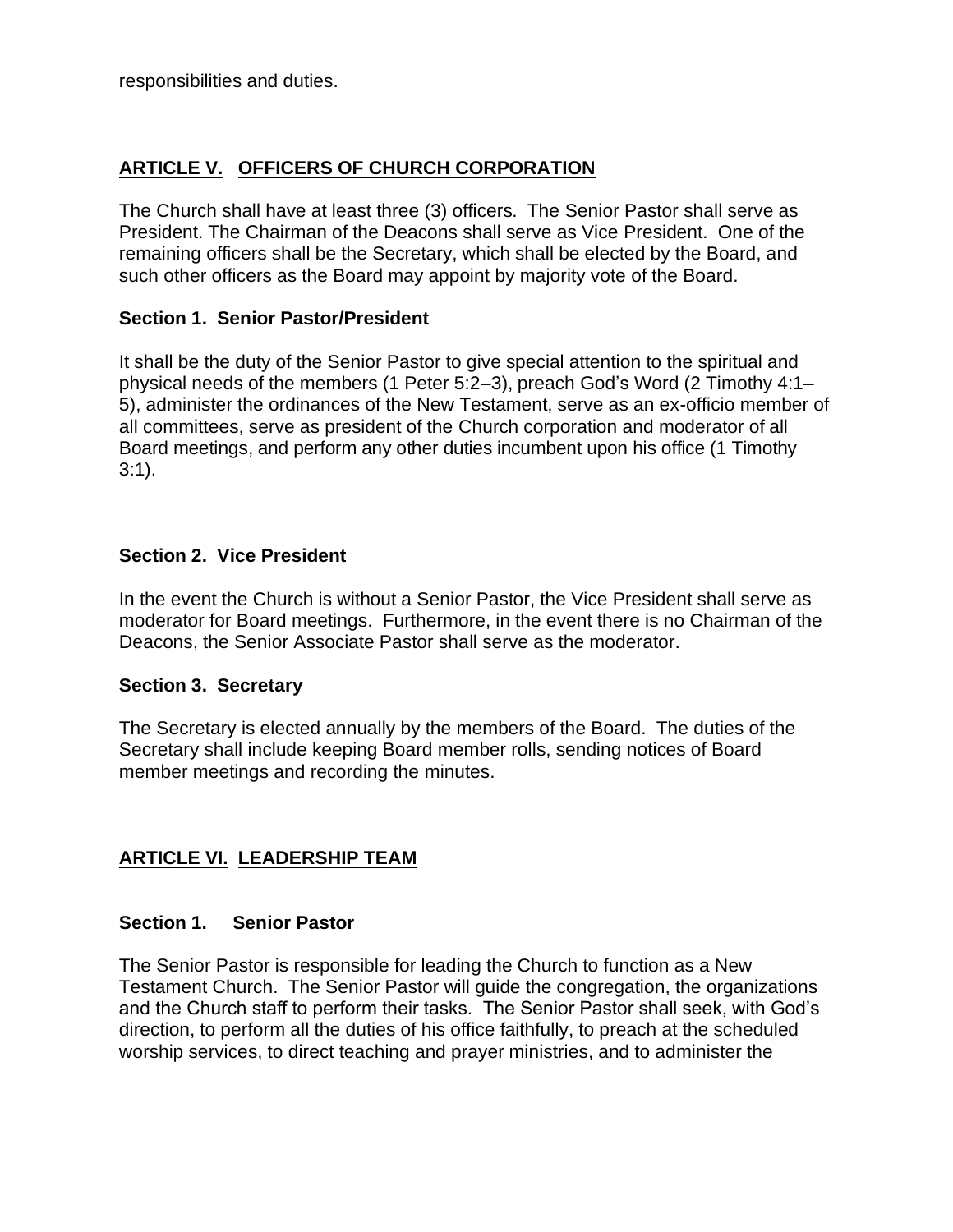responsibilities and duties.

## **ARTICLE V. OFFICERS OF CHURCH CORPORATION**

The Church shall have at least three (3) officers. The Senior Pastor shall serve as President. The Chairman of the Deacons shall serve as Vice President. One of the remaining officers shall be the Secretary, which shall be elected by the Board, and such other officers as the Board may appoint by majority vote of the Board.

### **Section 1. Senior Pastor/President**

It shall be the duty of the Senior Pastor to give special attention to the spiritual and physical needs of the members (1 Peter 5:2–3), preach God's Word (2 Timothy 4:1–5), administer the ordinances of the New Testament, serve as an ex-officio member of all committees, serve as president of the Church corporation and moderator of all Board meetings, and perform any other duties incumbent upon his office (1 Timothy 3:1).

### **Section 2. Vice President**

In the event the Church is without a Senior Pastor, the Vice President shall serve as moderator for Board meetings. Furthermore, in the event there is no Chairman of the Deacons, the Senior Associate Pastor shall serve as the moderator.

### **Section 3. Secretary**

The Secretary is elected annually by the members of the Board. The duties of the Secretary shall include keeping Board member rolls, sending notices of Board member meetings and recording the minutes.

## **ARTICLE VI. LEADERSHIP TEAM**

### **Section 1. Senior Pastor**

The Senior Pastor is responsible for leading the Church to function as a New Testament Church. The Senior Pastor will guide the congregation, the organizations and the Church staff to perform their tasks. The Senior Pastor shall seek, with God's direction, to perform all the duties of his office faithfully, to preach at the scheduled worship services, to direct teaching and prayer ministries, and to administer the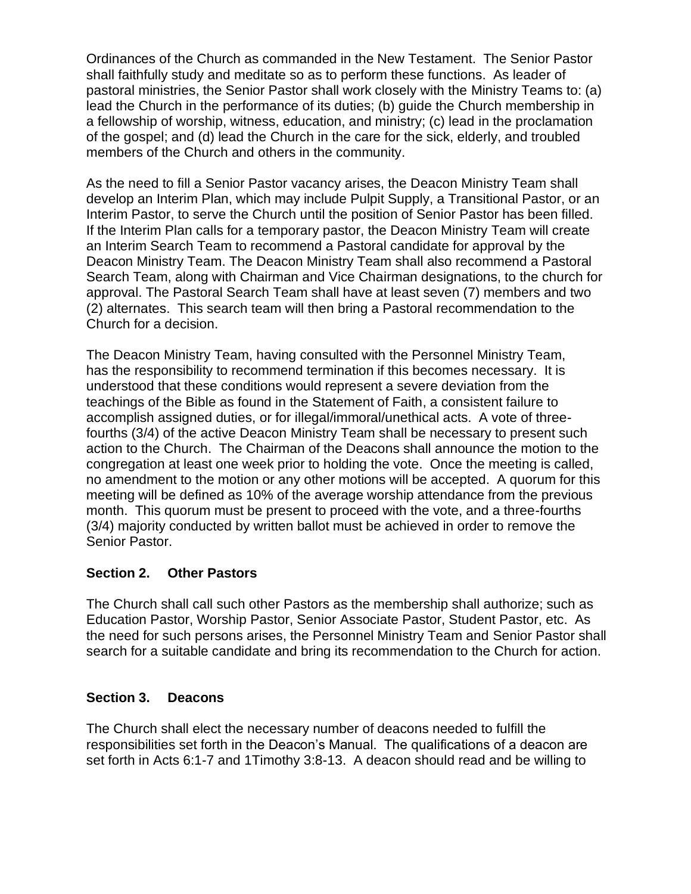Ordinances of the Church as commanded in the New Testament. The Senior Pastor shall faithfully study and meditate so as to perform these functions. As leader of pastoral ministries, the Senior Pastor shall work closely with the Ministry Teams to: (a) lead the Church in the performance of its duties; (b) guide the Church membership in a fellowship of worship, witness, education, and ministry; (c) lead in the proclamation of the gospel; and (d) lead the Church in the care for the sick, elderly, and troubled members of the Church and others in the community.

As the need to fill a Senior Pastor vacancy arises, the Deacon Ministry Team shall develop an Interim Plan, which may include Pulpit Supply, a Transitional Pastor, or an Interim Pastor, to serve the Church until the position of Senior Pastor has been filled. If the Interim Plan calls for a temporary pastor, the Deacon Ministry Team will create an Interim Search Team to recommend a Pastoral candidate for approval by the Deacon Ministry Team. The Deacon Ministry Team shall also recommend a Pastoral Search Team, along with Chairman and Vice Chairman designations, to the church for approval. The Pastoral Search Team shall have at least seven (7) members and two (2) alternates. This search team will then bring a Pastoral recommendation to the Church for a decision.

The Deacon Ministry Team, having consulted with the Personnel Ministry Team, has the responsibility to recommend termination if this becomes necessary. It is understood that these conditions would represent a severe deviation from the teachings of the Bible as found in the Statement of Faith, a consistent failure to accomplish assigned duties, or for illegal/immoral/unethical acts. A vote of three-fourths (3/4) of the active Deacon Ministry Team shall be necessary to present such action to the Church. The Chairman of the Deacons shall announce the motion to the congregation at least one week prior to holding the vote. Once the meeting is called, no amendment to the motion or any other motions will be accepted. A quorum for this meeting will be defined as 10% of the average worship attendance from the previous month. This quorum must be present to proceed with the vote, and a three-fourths (3/4) majority conducted by written ballot must be achieved in order to remove the Senior Pastor.

### Section 2. Other Pastors

The Church shall call such other Pastors as the membership shall authorize; such as Education Pastor, Worship Pastor, Senior Associate Pastor, Student Pastor, etc. As the need for such persons arises, the Personnel Ministry Team and Senior Pastor shall search for a suitable candidate and bring its recommendation to the Church for action.

### Section 3. Deacons

The Church shall elect the necessary number of deacons needed to fulfill the responsibilities set forth in the Deacon's Manual. The qualifications of a deacon are set forth in Acts 6:1-7 and 1Timothy 3:8-13. A deacon should read and be willing to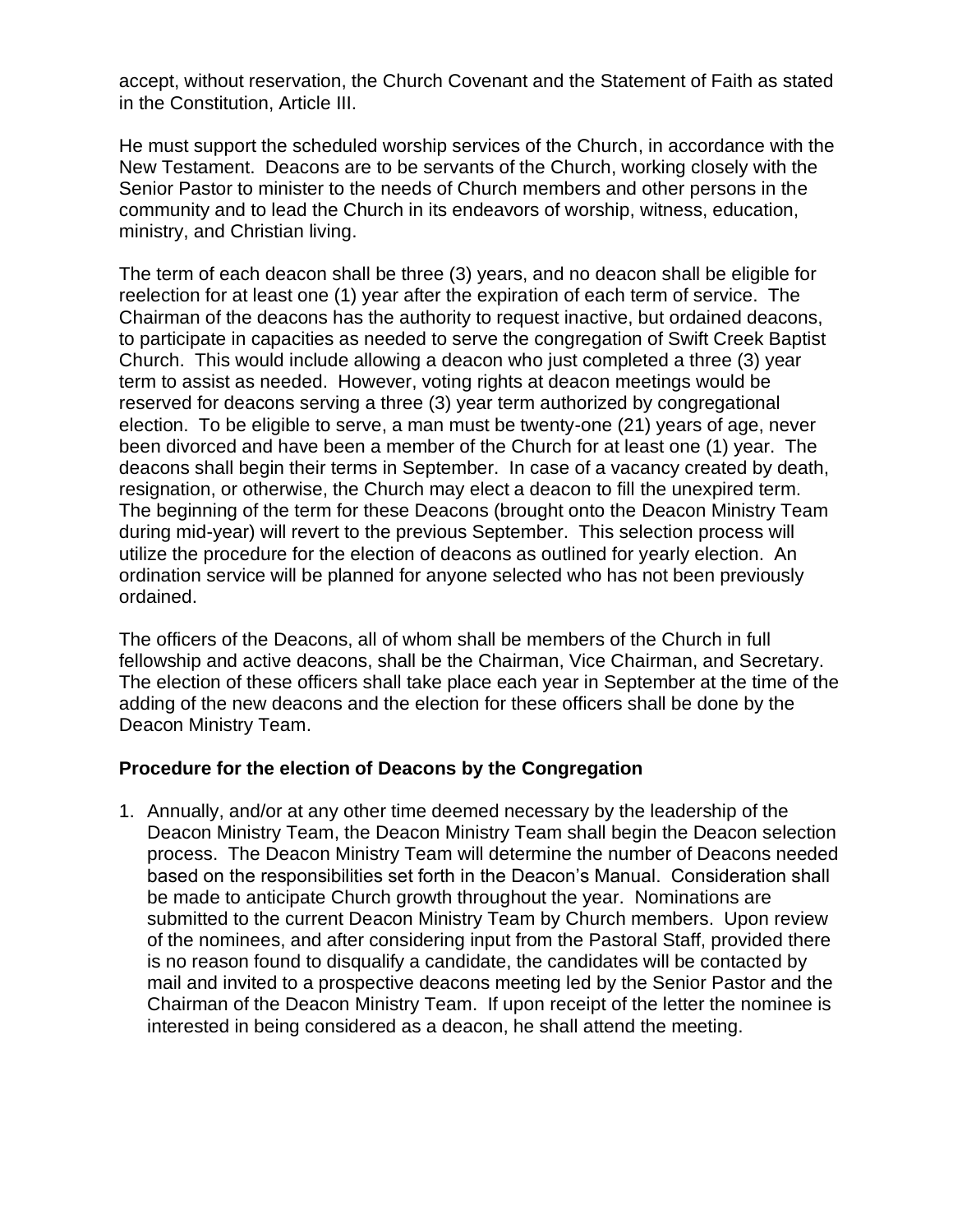accept, without reservation, the Church Covenant and the Statement of Faith as stated in the Constitution, Article III.

He must support the scheduled worship services of the Church, in accordance with the New Testament. Deacons are to be servants of the Church, working closely with the Senior Pastor to minister to the needs of Church members and other persons in the community and to lead the Church in its endeavors of worship, witness, education, ministry, and Christian living.

The term of each deacon shall be three (3) years, and no deacon shall be eligible for reelection for at least one (1) year after the expiration of each term of service. The Chairman of the deacons has the authority to request inactive, but ordained deacons, to participate in capacities as needed to serve the congregation of Swift Creek Baptist Church. This would include allowing a deacon who just completed a three (3) year term to assist as needed. However, voting rights at deacon meetings would be reserved for deacons serving a three (3) year term authorized by congregational election. To be eligible to serve, a man must be twenty-one (21) years of age, never been divorced and have been a member of the Church for at least one (1) year. The deacons shall begin their terms in September. In case of a vacancy created by death, resignation, or otherwise, the Church may elect a deacon to fill the unexpired term. The beginning of the term for these Deacons (brought onto the Deacon Ministry Team during mid-year) will revert to the previous September. This selection process will utilize the procedure for the election of deacons as outlined for yearly election. An ordination service will be planned for anyone selected who has not been previously ordained.

The officers of the Deacons, all of whom shall be members of the Church in full fellowship and active deacons, shall be the Chairman, Vice Chairman, and Secretary. The election of these officers shall take place each year in September at the time of the adding of the new deacons and the election for these officers shall be done by the Deacon Ministry Team.

### Procedure for the election of Deacons by the Congregation

1. Annually, and/or at any other time deemed necessary by the leadership of the Deacon Ministry Team, the Deacon Ministry Team shall begin the Deacon selection process. The Deacon Ministry Team will determine the number of Deacons needed based on the responsibilities set forth in the Deacon's Manual. Consideration shall be made to anticipate Church growth throughout the year. Nominations are submitted to the current Deacon Ministry Team by Church members. Upon review of the nominees, and after considering input from the Pastoral Staff, provided there is no reason found to disqualify a candidate, the candidates will be contacted by mail and invited to a prospective deacons meeting led by the Senior Pastor and the Chairman of the Deacon Ministry Team. If upon receipt of the letter the nominee is interested in being considered as a deacon, he shall attend the meeting.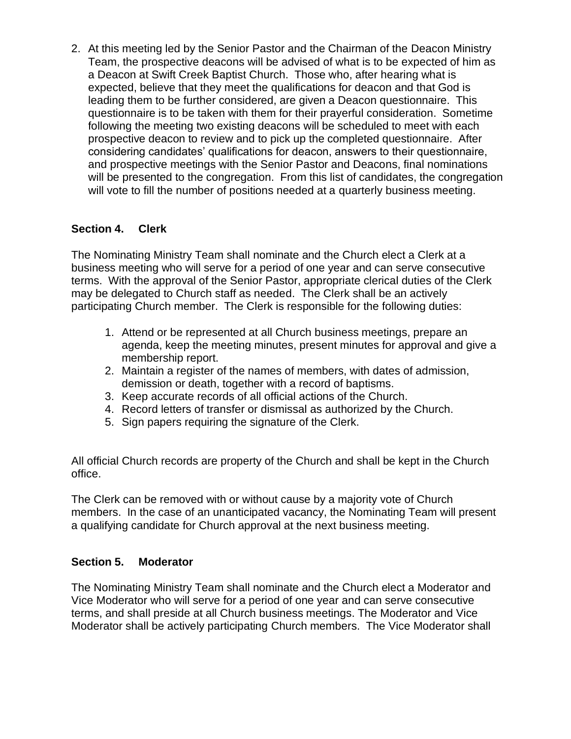2. At this meeting led by the Senior Pastor and the Chairman of the Deacon Ministry Team, the prospective deacons will be advised of what is to be expected of him as a Deacon at Swift Creek Baptist Church. Those who, after hearing what is expected, believe that they meet the qualifications for deacon and that God is leading them to be further considered, are given a Deacon questionnaire. This questionnaire is to be taken with them for their prayerful consideration. Sometime following the meeting two existing deacons will be scheduled to meet with each prospective deacon to review and to pick up the completed questionnaire. After considering candidates' qualifications for deacon, answers to their questionnaire, and prospective meetings with the Senior Pastor and Deacons, final nominations will be presented to the congregation. From this list of candidates, the congregation will vote to fill the number of positions needed at a quarterly business meeting.

### Section 4. Clerk

The Nominating Ministry Team shall nominate and the Church elect a Clerk at a business meeting who will serve for a period of one year and can serve consecutive terms. With the approval of the Senior Pastor, appropriate clerical duties of the Clerk may be delegated to Church staff as needed. The Clerk shall be an actively participating Church member. The Clerk is responsible for the following duties:

1. Attend or be represented at all Church business meetings, prepare an agenda, keep the meeting minutes, present minutes for approval and give a membership report.
2. Maintain a register of the names of members, with dates of admission, demission or death, together with a record of baptisms.
3. Keep accurate records of all official actions of the Church.
4. Record letters of transfer or dismissal as authorized by the Church.
5. Sign papers requiring the signature of the Clerk.

All official Church records are property of the Church and shall be kept in the Church office.

The Clerk can be removed with or without cause by a majority vote of Church members. In the case of an unanticipated vacancy, the Nominating Team will present a qualifying candidate for Church approval at the next business meeting.

### Section 5. Moderator

The Nominating Ministry Team shall nominate and the Church elect a Moderator and Vice Moderator who will serve for a period of one year and can serve consecutive terms, and shall preside at all Church business meetings. The Moderator and Vice Moderator shall be actively participating Church members. The Vice Moderator shall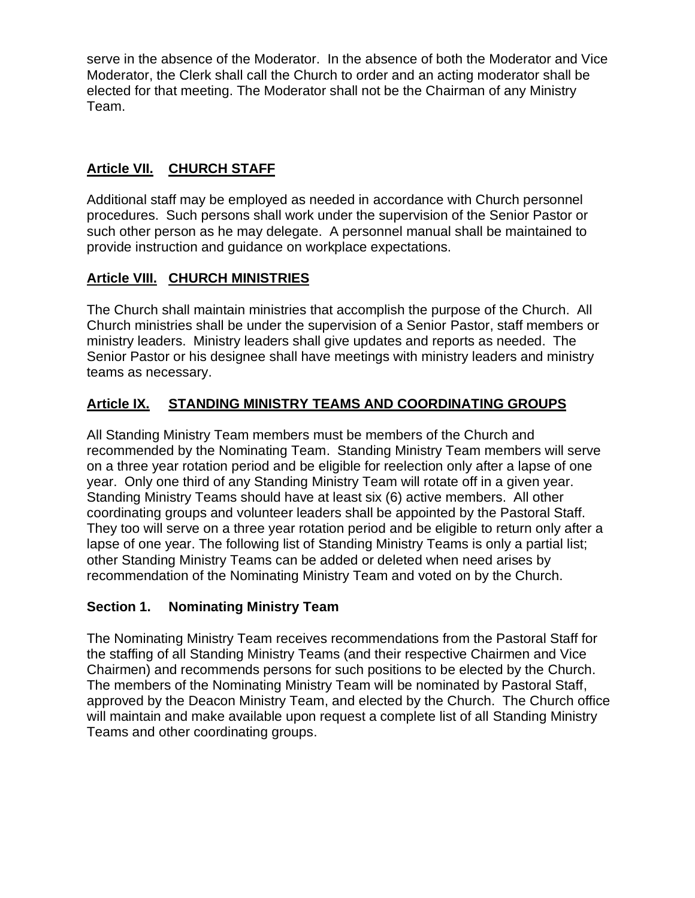serve in the absence of the Moderator. In the absence of both the Moderator and Vice Moderator, the Clerk shall call the Church to order and an acting moderator shall be elected for that meeting. The Moderator shall not be the Chairman of any Ministry Team.

## Article VII. CHURCH STAFF

Additional staff may be employed as needed in accordance with Church personnel procedures. Such persons shall work under the supervision of the Senior Pastor or such other person as he may delegate. A personnel manual shall be maintained to provide instruction and guidance on workplace expectations.

## Article VIII. CHURCH MINISTRIES

The Church shall maintain ministries that accomplish the purpose of the Church. All Church ministries shall be under the supervision of a Senior Pastor, staff members or ministry leaders. Ministry leaders shall give updates and reports as needed. The Senior Pastor or his designee shall have meetings with ministry leaders and ministry teams as necessary.

## Article IX. STANDING MINISTRY TEAMS AND COORDINATING GROUPS

All Standing Ministry Team members must be members of the Church and recommended by the Nominating Team. Standing Ministry Team members will serve on a three year rotation period and be eligible for reelection only after a lapse of one year. Only one third of any Standing Ministry Team will rotate off in a given year. Standing Ministry Teams should have at least six (6) active members. All other coordinating groups and volunteer leaders shall be appointed by the Pastoral Staff. They too will serve on a three year rotation period and be eligible to return only after a lapse of one year. The following list of Standing Ministry Teams is only a partial list; other Standing Ministry Teams can be added or deleted when need arises by recommendation of the Nominating Ministry Team and voted on by the Church.

### Section 1. Nominating Ministry Team

The Nominating Ministry Team receives recommendations from the Pastoral Staff for the staffing of all Standing Ministry Teams (and their respective Chairmen and Vice Chairmen) and recommends persons for such positions to be elected by the Church. The members of the Nominating Ministry Team will be nominated by Pastoral Staff, approved by the Deacon Ministry Team, and elected by the Church. The Church office will maintain and make available upon request a complete list of all Standing Ministry Teams and other coordinating groups.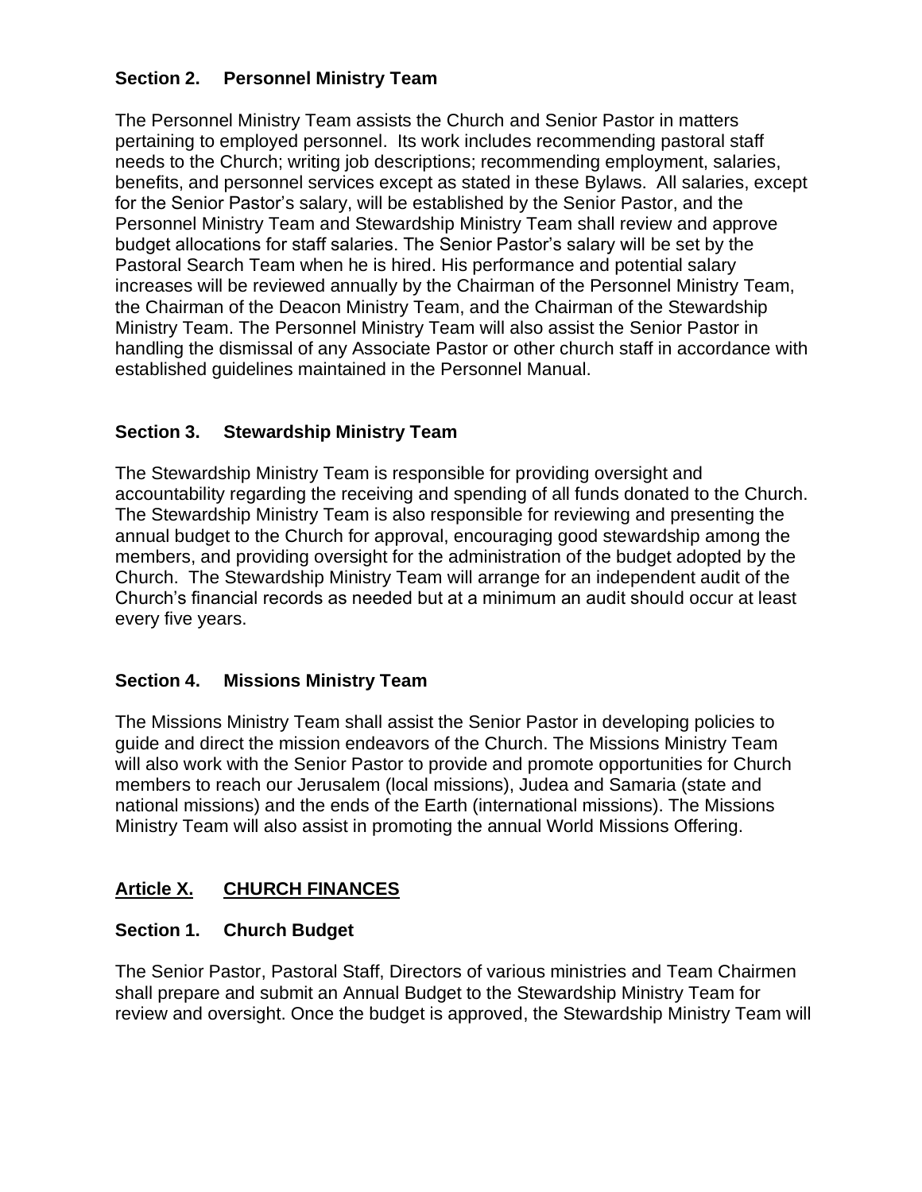### Section 2. Personnel Ministry Team

The Personnel Ministry Team assists the Church and Senior Pastor in matters pertaining to employed personnel. Its work includes recommending pastoral staff needs to the Church; writing job descriptions; recommending employment, salaries, benefits, and personnel services except as stated in these Bylaws. All salaries, except for the Senior Pastor's salary, will be established by the Senior Pastor, and the Personnel Ministry Team and Stewardship Ministry Team shall review and approve budget allocations for staff salaries. The Senior Pastor's salary will be set by the Pastoral Search Team when he is hired. His performance and potential salary increases will be reviewed annually by the Chairman of the Personnel Ministry Team, the Chairman of the Deacon Ministry Team, and the Chairman of the Stewardship Ministry Team. The Personnel Ministry Team will also assist the Senior Pastor in handling the dismissal of any Associate Pastor or other church staff in accordance with established guidelines maintained in the Personnel Manual.

### Section 3. Stewardship Ministry Team

The Stewardship Ministry Team is responsible for providing oversight and accountability regarding the receiving and spending of all funds donated to the Church. The Stewardship Ministry Team is also responsible for reviewing and presenting the annual budget to the Church for approval, encouraging good stewardship among the members, and providing oversight for the administration of the budget adopted by the Church. The Stewardship Ministry Team will arrange for an independent audit of the Church's financial records as needed but at a minimum an audit should occur at least every five years.

### Section 4. Missions Ministry Team

The Missions Ministry Team shall assist the Senior Pastor in developing policies to guide and direct the mission endeavors of the Church. The Missions Ministry Team will also work with the Senior Pastor to provide and promote opportunities for Church members to reach our Jerusalem (local missions), Judea and Samaria (state and national missions) and the ends of the Earth (international missions). The Missions Ministry Team will also assist in promoting the annual World Missions Offering.

## Article X. CHURCH FINANCES

### Section 1. Church Budget

The Senior Pastor, Pastoral Staff, Directors of various ministries and Team Chairmen shall prepare and submit an Annual Budget to the Stewardship Ministry Team for review and oversight. Once the budget is approved, the Stewardship Ministry Team will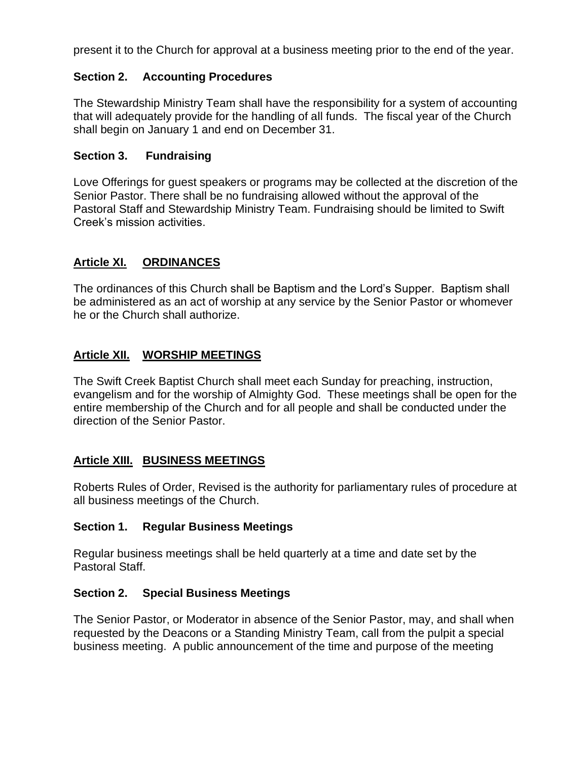present it to the Church for approval at a business meeting prior to the end of the year.

### Section 2. Accounting Procedures

The Stewardship Ministry Team shall have the responsibility for a system of accounting that will adequately provide for the handling of all funds. The fiscal year of the Church shall begin on January 1 and end on December 31.

### Section 3. Fundraising

Love Offerings for guest speakers or programs may be collected at the discretion of the Senior Pastor. There shall be no fundraising allowed without the approval of the Pastoral Staff and Stewardship Ministry Team. Fundraising should be limited to Swift Creek's mission activities.

## Article XI. ORDINANCES

The ordinances of this Church shall be Baptism and the Lord's Supper. Baptism shall be administered as an act of worship at any service by the Senior Pastor or whomever he or the Church shall authorize.

## Article XII. WORSHIP MEETINGS

The Swift Creek Baptist Church shall meet each Sunday for preaching, instruction, evangelism and for the worship of Almighty God. These meetings shall be open for the entire membership of the Church and for all people and shall be conducted under the direction of the Senior Pastor.

## Article XIII. BUSINESS MEETINGS

Roberts Rules of Order, Revised is the authority for parliamentary rules of procedure at all business meetings of the Church.

### Section 1. Regular Business Meetings

Regular business meetings shall be held quarterly at a time and date set by the Pastoral Staff.

### Section 2. Special Business Meetings

The Senior Pastor, or Moderator in absence of the Senior Pastor, may, and shall when requested by the Deacons or a Standing Ministry Team, call from the pulpit a special business meeting. A public announcement of the time and purpose of the meeting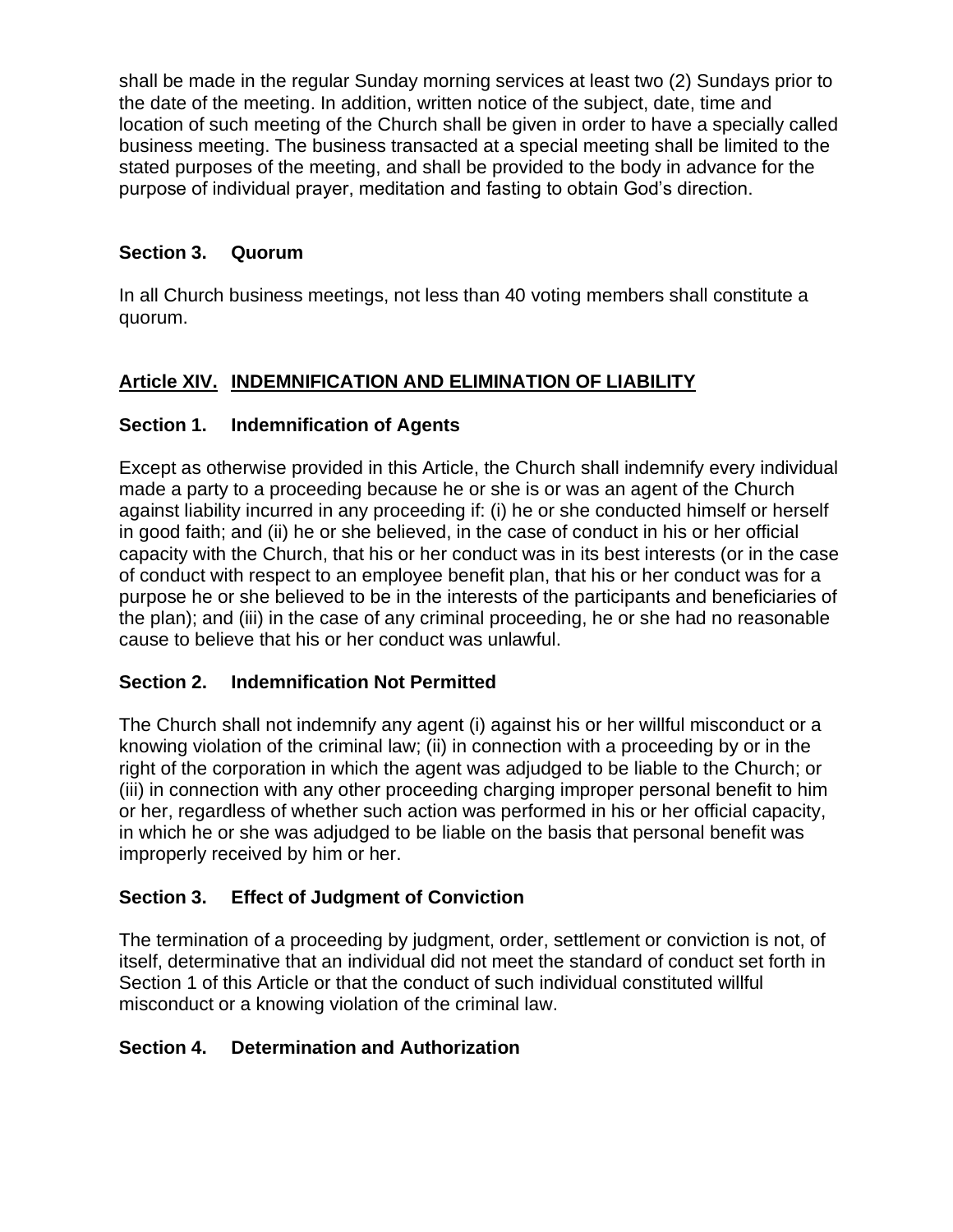shall be made in the regular Sunday morning services at least two (2) Sundays prior to the date of the meeting. In addition, written notice of the subject, date, time and location of such meeting of the Church shall be given in order to have a specially called business meeting. The business transacted at a special meeting shall be limited to the stated purposes of the meeting, and shall be provided to the body in advance for the purpose of individual prayer, meditation and fasting to obtain God's direction.

### Section 3. Quorum

In all Church business meetings, not less than 40 voting members shall constitute a quorum.

## Article XIV. INDEMNIFICATION AND ELIMINATION OF LIABILITY

### Section 1. Indemnification of Agents

Except as otherwise provided in this Article, the Church shall indemnify every individual made a party to a proceeding because he or she is or was an agent of the Church against liability incurred in any proceeding if: (i) he or she conducted himself or herself in good faith; and (ii) he or she believed, in the case of conduct in his or her official capacity with the Church, that his or her conduct was in its best interests (or in the case of conduct with respect to an employee benefit plan, that his or her conduct was for a purpose he or she believed to be in the interests of the participants and beneficiaries of the plan); and (iii) in the case of any criminal proceeding, he or she had no reasonable cause to believe that his or her conduct was unlawful.

### Section 2. Indemnification Not Permitted

The Church shall not indemnify any agent (i) against his or her willful misconduct or a knowing violation of the criminal law; (ii) in connection with a proceeding by or in the right of the corporation in which the agent was adjudged to be liable to the Church; or (iii) in connection with any other proceeding charging improper personal benefit to him or her, regardless of whether such action was performed in his or her official capacity, in which he or she was adjudged to be liable on the basis that personal benefit was improperly received by him or her.

### Section 3. Effect of Judgment of Conviction

The termination of a proceeding by judgment, order, settlement or conviction is not, of itself, determinative that an individual did not meet the standard of conduct set forth in Section 1 of this Article or that the conduct of such individual constituted willful misconduct or a knowing violation of the criminal law.

### Section 4. Determination and Authorization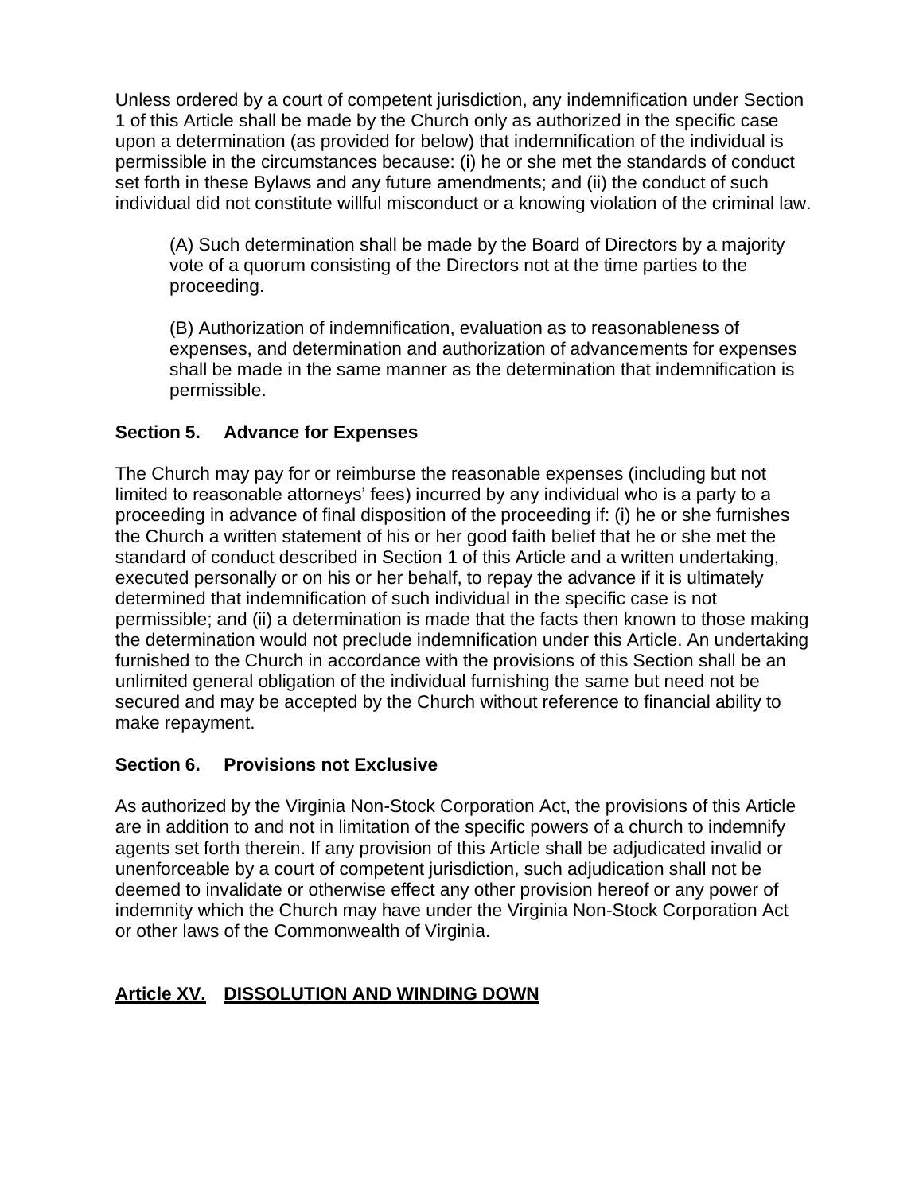Unless ordered by a court of competent jurisdiction, any indemnification under Section 1 of this Article shall be made by the Church only as authorized in the specific case upon a determination (as provided for below) that indemnification of the individual is permissible in the circumstances because: (i) he or she met the standards of conduct set forth in these Bylaws and any future amendments; and (ii) the conduct of such individual did not constitute willful misconduct or a knowing violation of the criminal law.

(A) Such determination shall be made by the Board of Directors by a majority vote of a quorum consisting of the Directors not at the time parties to the proceeding.

(B) Authorization of indemnification, evaluation as to reasonableness of expenses, and determination and authorization of advancements for expenses shall be made in the same manner as the determination that indemnification is permissible.

### Section 5. Advance for Expenses

The Church may pay for or reimburse the reasonable expenses (including but not limited to reasonable attorneys' fees) incurred by any individual who is a party to a proceeding in advance of final disposition of the proceeding if: (i) he or she furnishes the Church a written statement of his or her good faith belief that he or she met the standard of conduct described in Section 1 of this Article and a written undertaking, executed personally or on his or her behalf, to repay the advance if it is ultimately determined that indemnification of such individual in the specific case is not permissible; and (ii) a determination is made that the facts then known to those making the determination would not preclude indemnification under this Article. An undertaking furnished to the Church in accordance with the provisions of this Section shall be an unlimited general obligation of the individual furnishing the same but need not be secured and may be accepted by the Church without reference to financial ability to make repayment.

### Section 6. Provisions not Exclusive

As authorized by the Virginia Non-Stock Corporation Act, the provisions of this Article are in addition to and not in limitation of the specific powers of a church to indemnify agents set forth therein. If any provision of this Article shall be adjudicated invalid or unenforceable by a court of competent jurisdiction, such adjudication shall not be deemed to invalidate or otherwise effect any other provision hereof or any power of indemnity which the Church may have under the Virginia Non-Stock Corporation Act or other laws of the Commonwealth of Virginia.

## Article XV. DISSOLUTION AND WINDING DOWN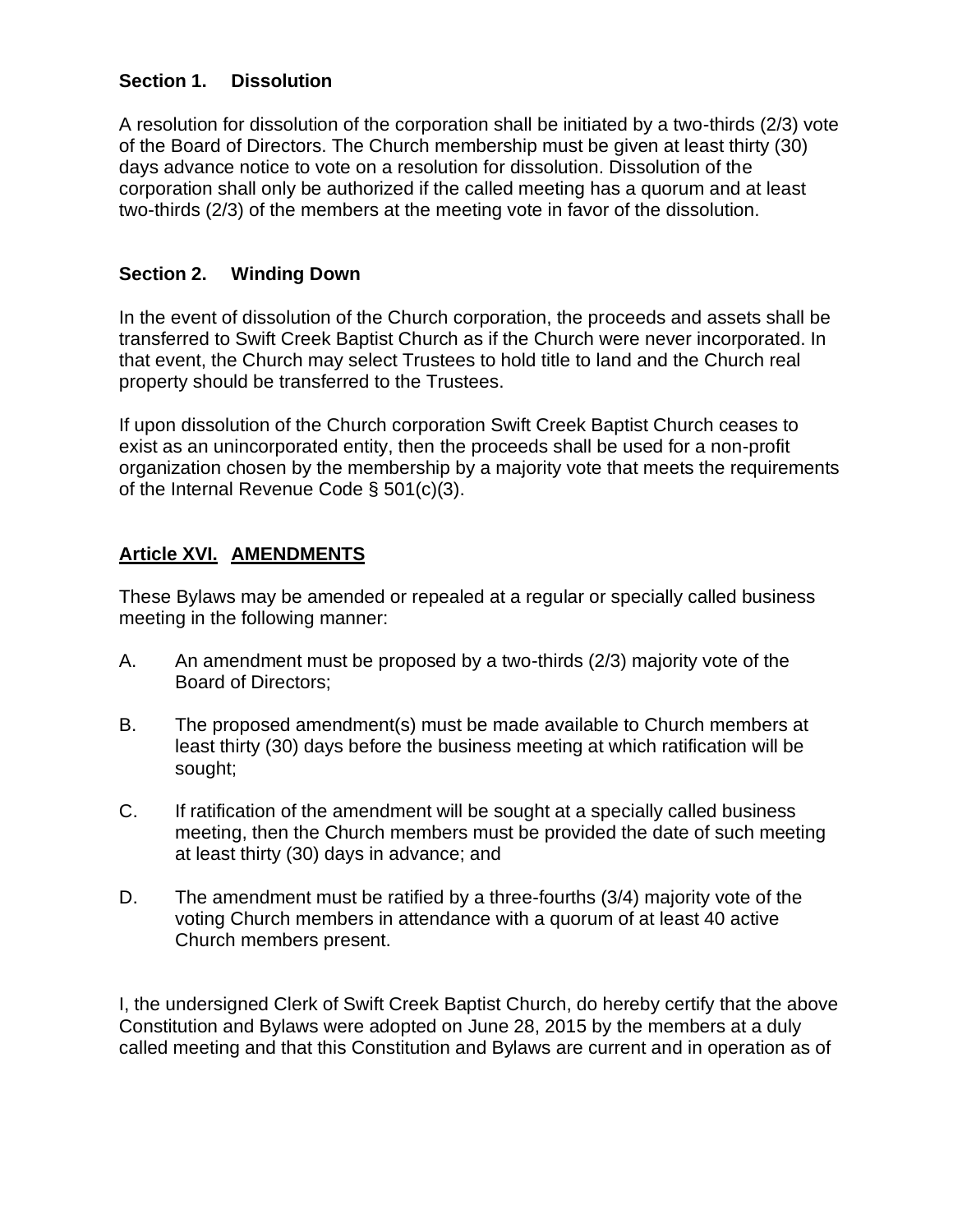**Section 1. Dissolution**

A resolution for dissolution of the corporation shall be initiated by a two-thirds (2/3) vote of the Board of Directors. The Church membership must be given at least thirty (30) days advance notice to vote on a resolution for dissolution. Dissolution of the corporation shall only be authorized if the called meeting has a quorum and at least two-thirds (2/3) of the members at the meeting vote in favor of the dissolution.

**Section 2. Winding Down**

In the event of dissolution of the Church corporation, the proceeds and assets shall be transferred to Swift Creek Baptist Church as if the Church were never incorporated. In that event, the Church may select Trustees to hold title to land and the Church real property should be transferred to the Trustees.

If upon dissolution of the Church corporation Swift Creek Baptist Church ceases to exist as an unincorporated entity, then the proceeds shall be used for a non-profit organization chosen by the membership by a majority vote that meets the requirements of the Internal Revenue Code § 501(c)(3).

## **Article XVI. AMENDMENTS**

These Bylaws may be amended or repealed at a regular or specially called business meeting in the following manner:

A. An amendment must be proposed by a two-thirds (2/3) majority vote of the Board of Directors;

B. The proposed amendment(s) must be made available to Church members at least thirty (30) days before the business meeting at which ratification will be sought;

C. If ratification of the amendment will be sought at a specially called business meeting, then the Church members must be provided the date of such meeting at least thirty (30) days in advance; and

D. The amendment must be ratified by a three-fourths (3/4) majority vote of the voting Church members in attendance with a quorum of at least 40 active Church members present.

I, the undersigned Clerk of Swift Creek Baptist Church, do hereby certify that the above Constitution and Bylaws were adopted on June 28, 2015 by the members at a duly called meeting and that this Constitution and Bylaws are current and in operation as of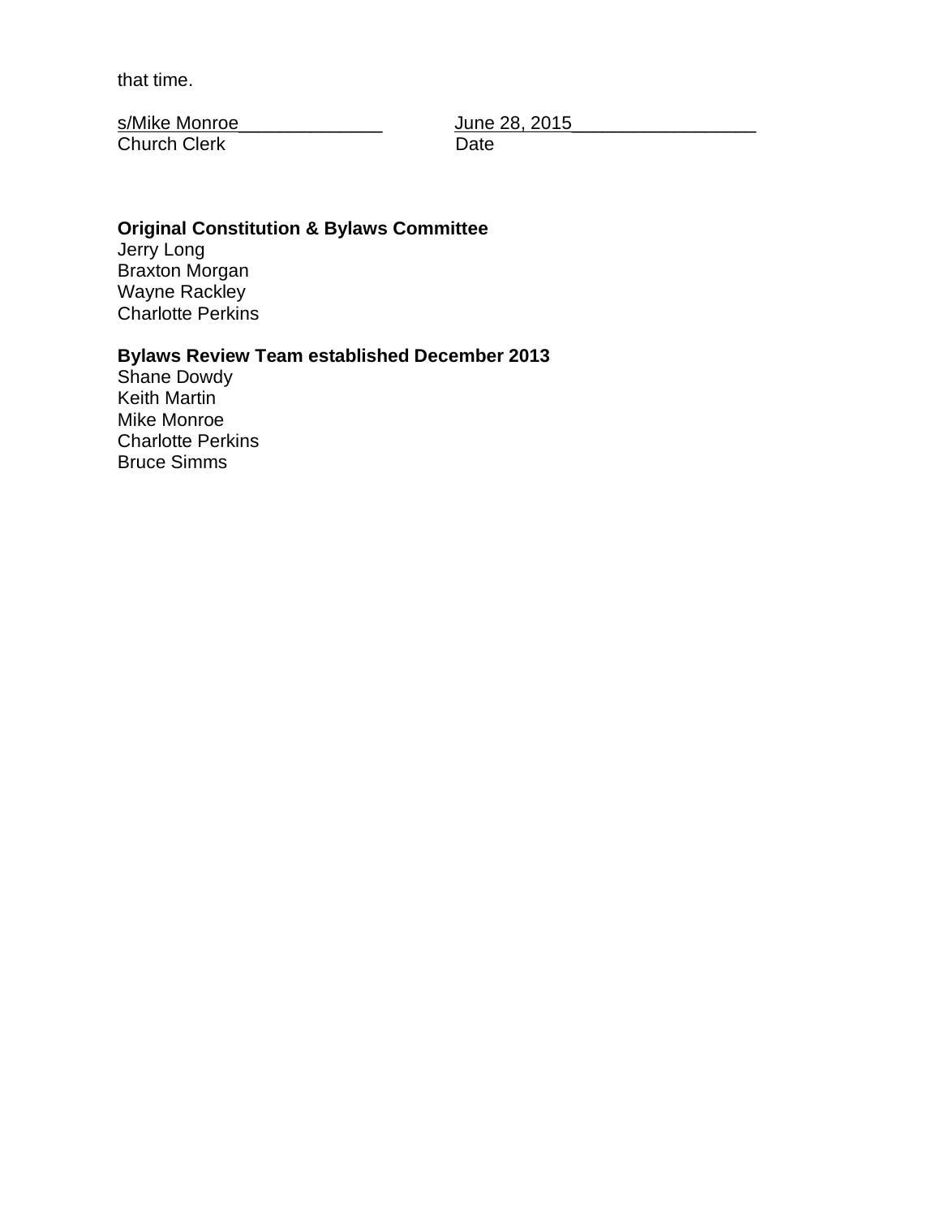that time.

| | |
|---|---|
| s/Mike Monroe______________ | June 28, 2015__________________ |
| Church Clerk | Date |

**Original Constitution & Bylaws Committee**
Jerry Long
Braxton Morgan
Wayne Rackley
Charlotte Perkins

**Bylaws Review Team established December 2013**
Shane Dowdy
Keith Martin
Mike Monroe
Charlotte Perkins
Bruce Simms